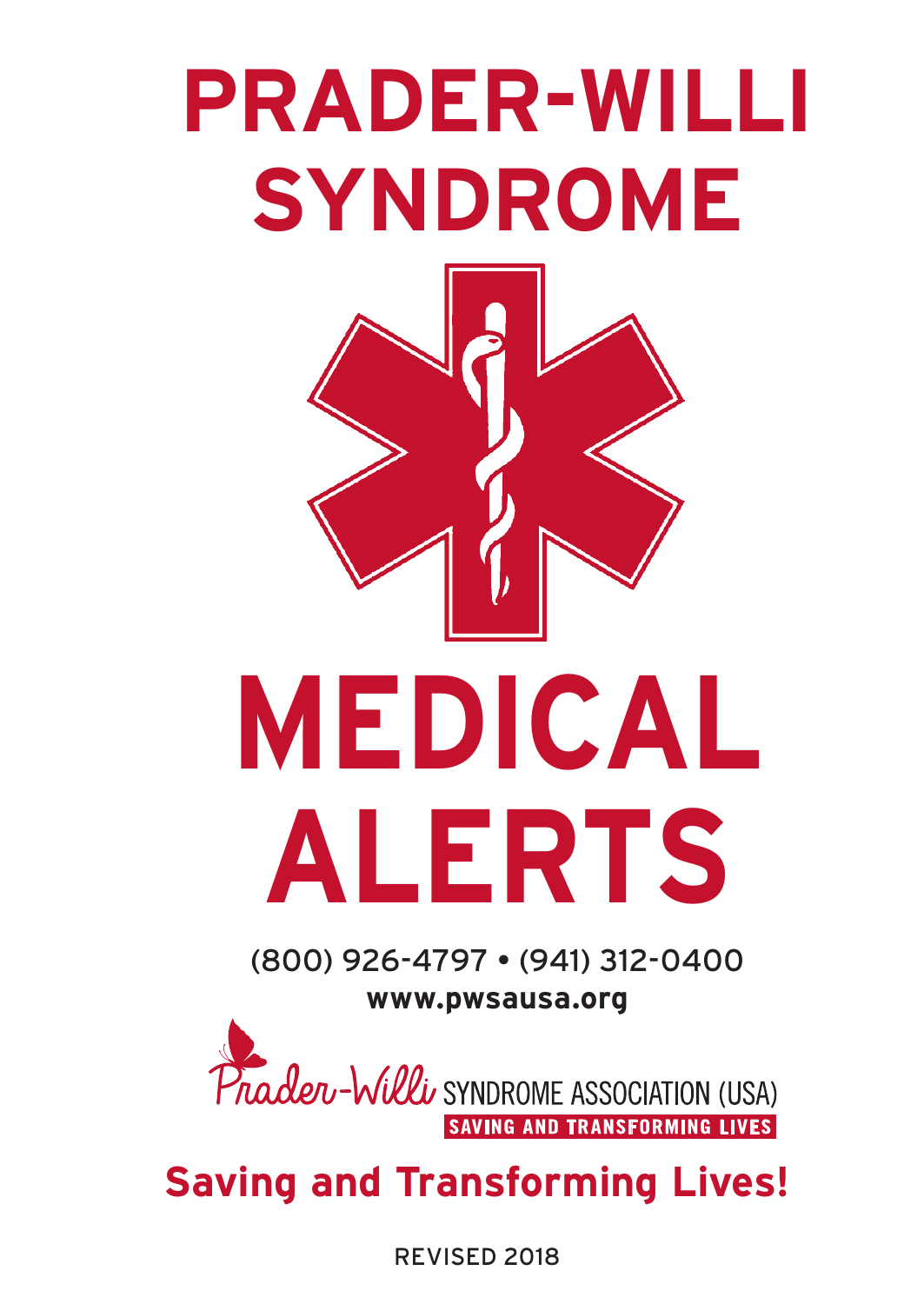# PRADER-WILLI SYNDROME

# MEDICAL ALERTS

(800) 926-4797 • (941) 312-0400

**www.pwsausa.org**

Prader-Willi SYNDROME ASSOCIATION (USA)

SAVING AND TRANSFORMING LIVES

**Saving and Transforming Lives!**

REVISED 2018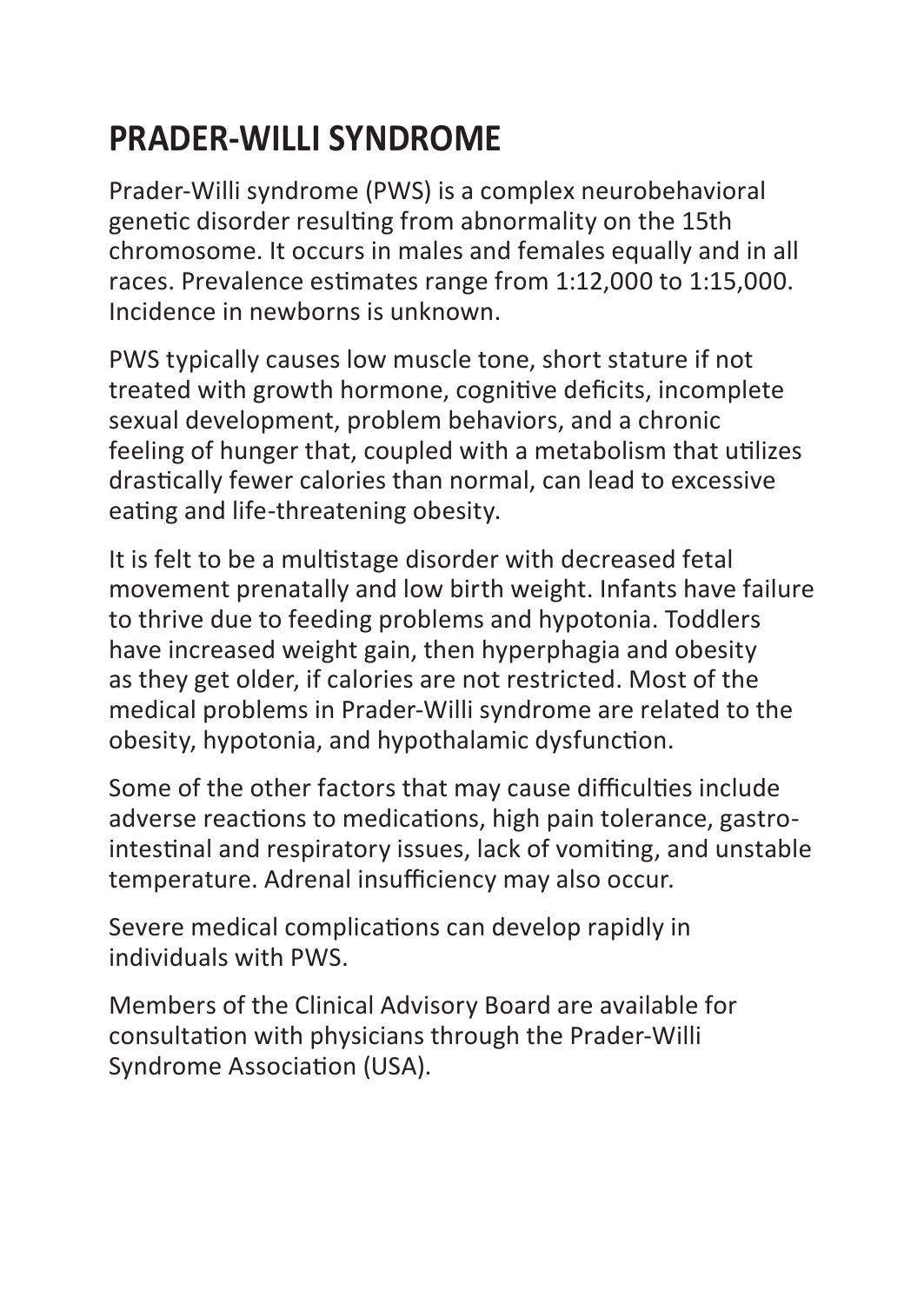# PRADER-WILLI SYNDROME

Prader-Willi syndrome (PWS) is a complex neurobehavioral genetic disorder resulting from abnormality on the 15th chromosome. It occurs in males and females equally and in all races. Prevalence estimates range from 1:12,000 to 1:15,000. Incidence in newborns is unknown.

PWS typically causes low muscle tone, short stature if not treated with growth hormone, cognitive deficits, incomplete sexual development, problem behaviors, and a chronic feeling of hunger that, coupled with a metabolism that utilizes drastically fewer calories than normal, can lead to excessive eating and life-threatening obesity.

It is felt to be a multistage disorder with decreased fetal movement prenatally and low birth weight. Infants have failure to thrive due to feeding problems and hypotonia. Toddlers have increased weight gain, then hyperphagia and obesity as they get older, if calories are not restricted. Most of the medical problems in Prader-Willi syndrome are related to the obesity, hypotonia, and hypothalamic dysfunction.

Some of the other factors that may cause difficulties include adverse reactions to medications, high pain tolerance, gastro-intestinal and respiratory issues, lack of vomiting, and unstable temperature. Adrenal insufficiency may also occur.

Severe medical complications can develop rapidly in individuals with PWS.

Members of the Clinical Advisory Board are available for consultation with physicians through the Prader-Willi Syndrome Association (USA).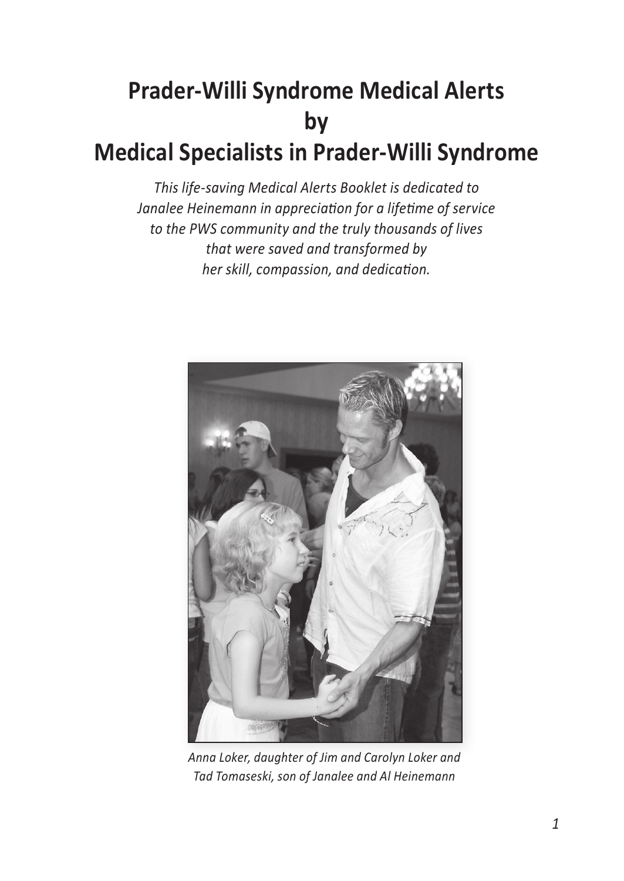# Prader-Willi Syndrome Medical Alerts by Medical Specialists in Prader-Willi Syndrome

*This life-saving Medical Alerts Booklet is dedicated to Janalee Heinemann in appreciation for a lifetime of service to the PWS community and the truly thousands of lives that were saved and transformed by her skill, compassion, and dedication.*

*Anna Loker, daughter of Jim and Carolyn Loker and Tad Tomaseski, son of Janalee and Al Heinemann*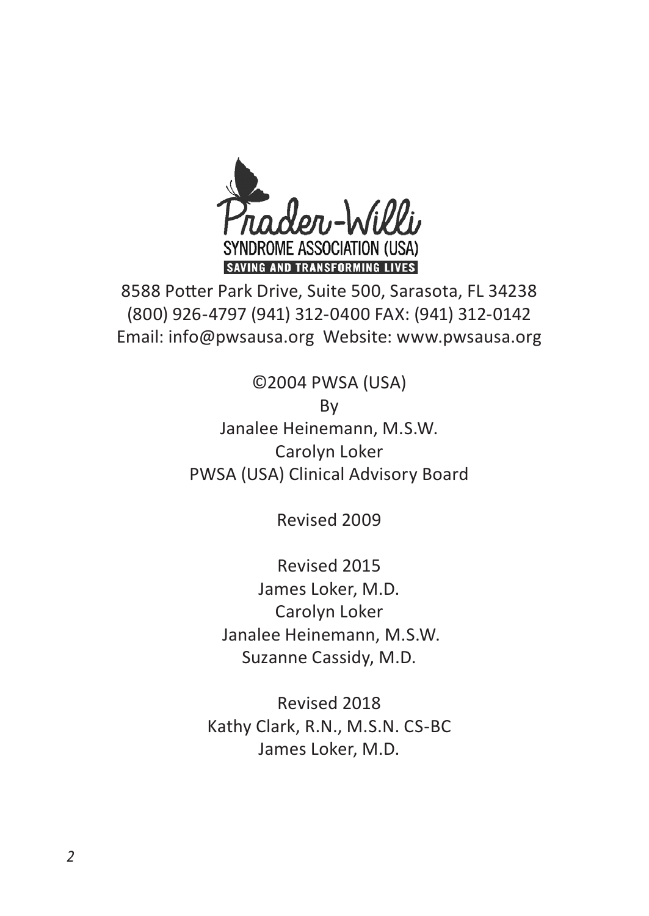Prader-Willi
SYNDROME ASSOCIATION (USA)
SAVING AND TRANSFORMING LIVES

8588 Potter Park Drive, Suite 500, Sarasota, FL 34238
(800) 926-4797 (941) 312-0400 FAX: (941) 312-0142
Email: info@pwsausa.org Website: www.pwsausa.org

©2004 PWSA (USA)
By
Janalee Heinemann, M.S.W.
Carolyn Loker
PWSA (USA) Clinical Advisory Board

Revised 2009

Revised 2015
James Loker, M.D.
Carolyn Loker
Janalee Heinemann, M.S.W.
Suzanne Cassidy, M.D.

Revised 2018
Kathy Clark, R.N., M.S.N. CS-BC
James Loker, M.D.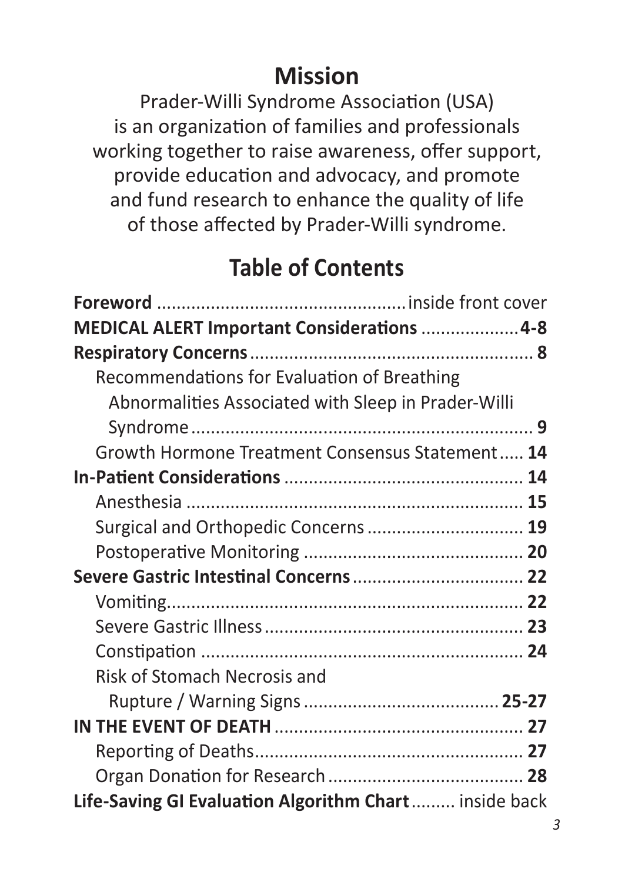## Mission

Prader-Willi Syndrome Association (USA) is an organization of families and professionals working together to raise awareness, offer support, provide education and advocacy, and promote and fund research to enhance the quality of life of those affected by Prader-Willi syndrome.

## Table of Contents

**Foreword** ................................................. inside front cover

**MEDICAL ALERT Important Considerations** .................. **4-8**

**Respiratory Concerns** ........................................................ **8**

- Recommendations for Evaluation of Breathing Abnormalities Associated with Sleep in Prader-Willi Syndrome ..................................................................... **9**
- Growth Hormone Treatment Consensus Statement ..... **14**

**In-Patient Considerations** ................................................ **14**

- Anesthesia ................................................................... **15**
- Surgical and Orthopedic Concerns .............................. **19**
- Postoperative Monitoring ............................................ **20**

**Severe Gastric Intestinal Concerns** .................................. **22**

- Vomiting....................................................................... **22**
- Severe Gastric Illness .................................................... **23**
- Constipation ................................................................. **24**
- Risk of Stomach Necrosis and Rupture / Warning Signs ........................................ **25-27**

**IN THE EVENT OF DEATH** .................................................. **27**

- Reporting of Deaths...................................................... **27**
- Organ Donation for Research ....................................... **28**

**Life-Saving GI Evaluation Algorithm Chart** ......... inside back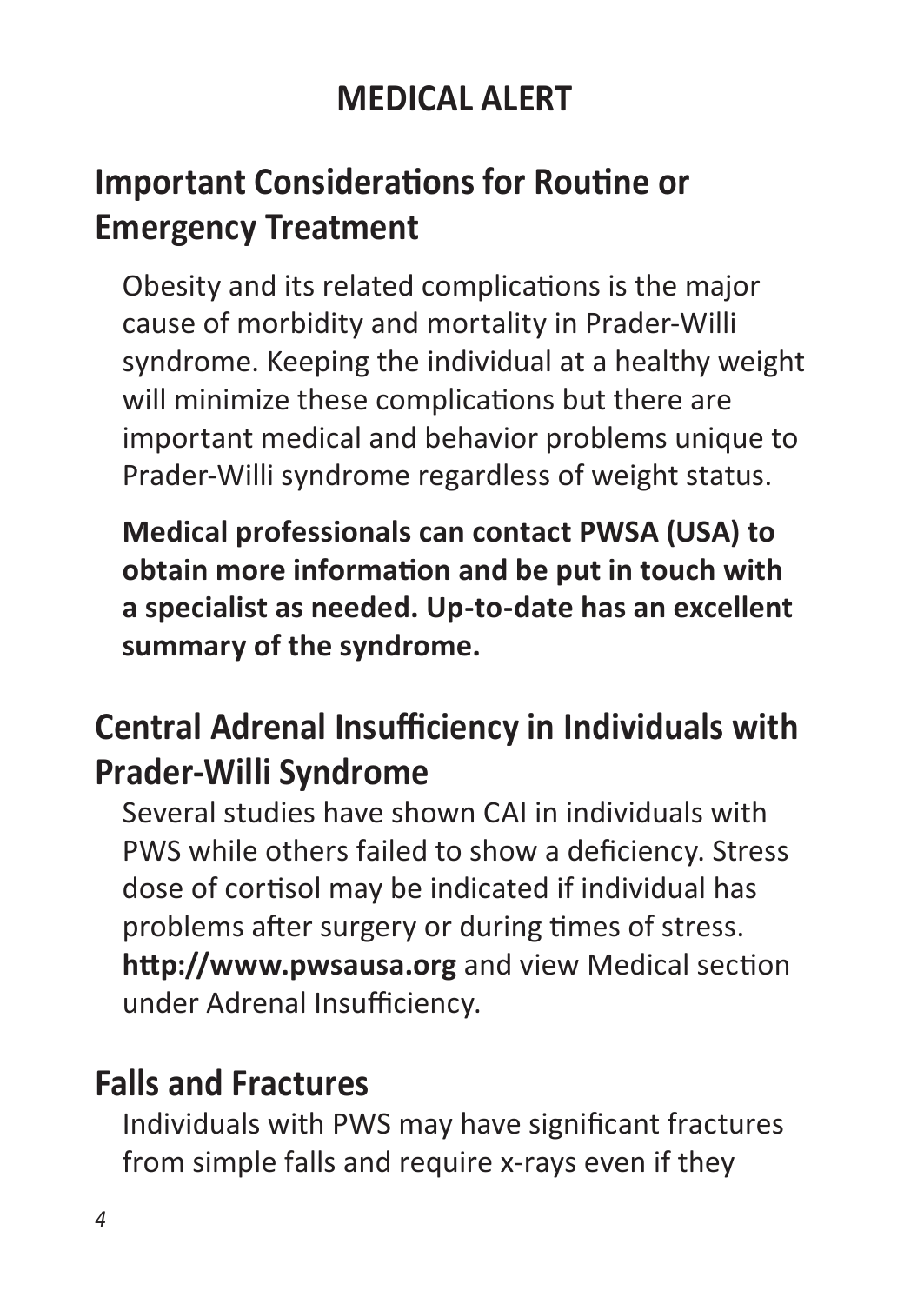# MEDICAL ALERT

## Important Considerations for Routine or Emergency Treatment

Obesity and its related complications is the major cause of morbidity and mortality in Prader-Willi syndrome. Keeping the individual at a healthy weight will minimize these complications but there are important medical and behavior problems unique to Prader-Willi syndrome regardless of weight status.

**Medical professionals can contact PWSA (USA) to obtain more information and be put in touch with a specialist as needed. Up-to-date has an excellent summary of the syndrome.**

## Central Adrenal Insufficiency in Individuals with Prader-Willi Syndrome

Several studies have shown CAI in individuals with PWS while others failed to show a deficiency. Stress dose of cortisol may be indicated if individual has problems after surgery or during times of stress. **http://www.pwsausa.org** and view Medical section under Adrenal Insufficiency.

## Falls and Fractures

Individuals with PWS may have significant fractures from simple falls and require x-rays even if they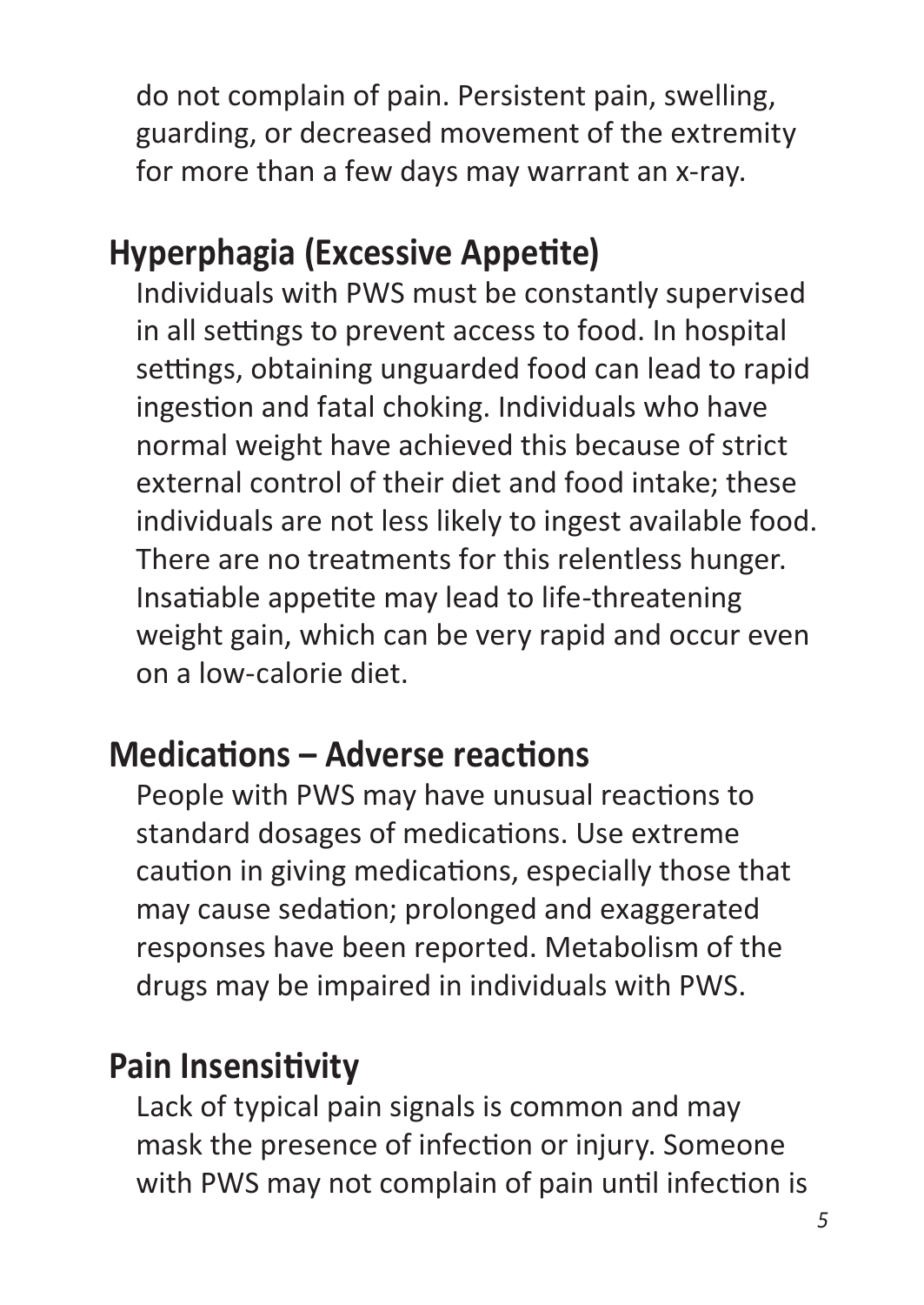do not complain of pain. Persistent pain, swelling, guarding, or decreased movement of the extremity for more than a few days may warrant an x-ray.

## Hyperphagia (Excessive Appetite)

Individuals with PWS must be constantly supervised in all settings to prevent access to food. In hospital settings, obtaining unguarded food can lead to rapid ingestion and fatal choking. Individuals who have normal weight have achieved this because of strict external control of their diet and food intake; these individuals are not less likely to ingest available food. There are no treatments for this relentless hunger. Insatiable appetite may lead to life-threatening weight gain, which can be very rapid and occur even on a low-calorie diet.

## Medications – Adverse reactions

People with PWS may have unusual reactions to standard dosages of medications. Use extreme caution in giving medications, especially those that may cause sedation; prolonged and exaggerated responses have been reported. Metabolism of the drugs may be impaired in individuals with PWS.

## Pain Insensitivity

Lack of typical pain signals is common and may mask the presence of infection or injury. Someone with PWS may not complain of pain until infection is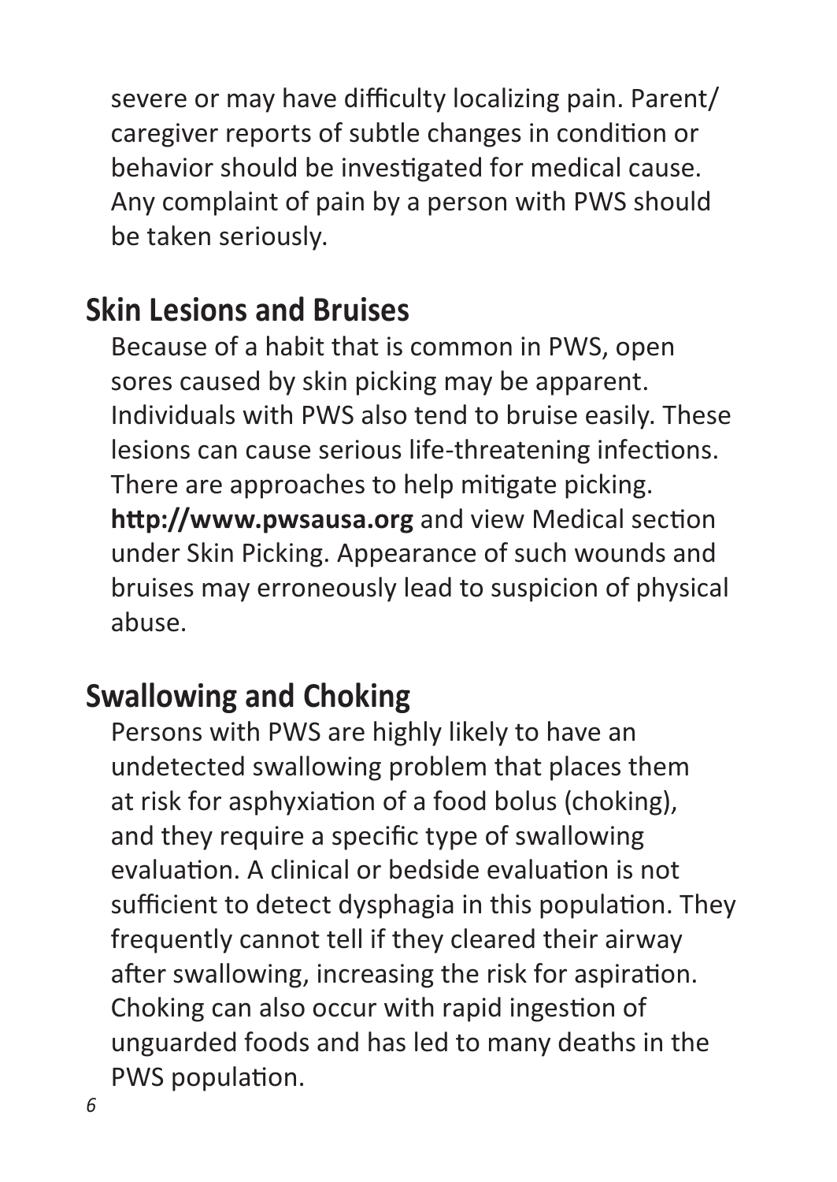severe or may have difficulty localizing pain. Parent/caregiver reports of subtle changes in condition or behavior should be investigated for medical cause. Any complaint of pain by a person with PWS should be taken seriously.

## Skin Lesions and Bruises

Because of a habit that is common in PWS, open sores caused by skin picking may be apparent. Individuals with PWS also tend to bruise easily. These lesions can cause serious life-threatening infections. There are approaches to help mitigate picking. **http://www.pwsausa.org** and view Medical section under Skin Picking. Appearance of such wounds and bruises may erroneously lead to suspicion of physical abuse.

## Swallowing and Choking

Persons with PWS are highly likely to have an undetected swallowing problem that places them at risk for asphyxiation of a food bolus (choking), and they require a specific type of swallowing evaluation. A clinical or bedside evaluation is not sufficient to detect dysphagia in this population. They frequently cannot tell if they cleared their airway after swallowing, increasing the risk for aspiration. Choking can also occur with rapid ingestion of unguarded foods and has led to many deaths in the PWS population.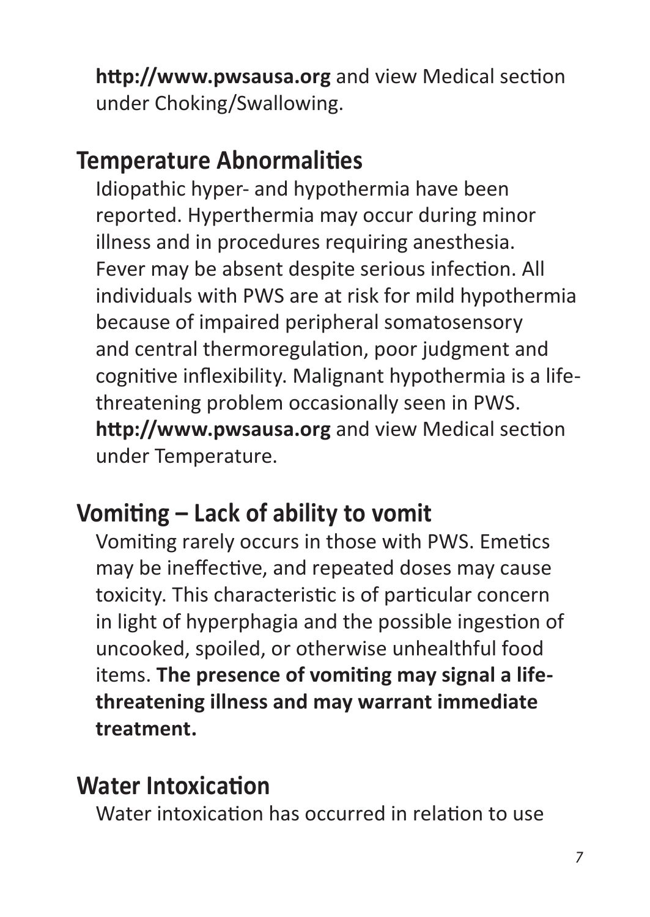**http://www.pwsausa.org** and view Medical section under Choking/Swallowing.

## Temperature Abnormalities

Idiopathic hyper- and hypothermia have been reported. Hyperthermia may occur during minor illness and in procedures requiring anesthesia. Fever may be absent despite serious infection. All individuals with PWS are at risk for mild hypothermia because of impaired peripheral somatosensory and central thermoregulation, poor judgment and cognitive inflexibility. Malignant hypothermia is a life-threatening problem occasionally seen in PWS. **http://www.pwsausa.org** and view Medical section under Temperature.

## Vomiting – Lack of ability to vomit

Vomiting rarely occurs in those with PWS. Emetics may be ineffective, and repeated doses may cause toxicity. This characteristic is of particular concern in light of hyperphagia and the possible ingestion of uncooked, spoiled, or otherwise unhealthful food items. **The presence of vomiting may signal a life-threatening illness and may warrant immediate treatment.**

## Water Intoxication

Water intoxication has occurred in relation to use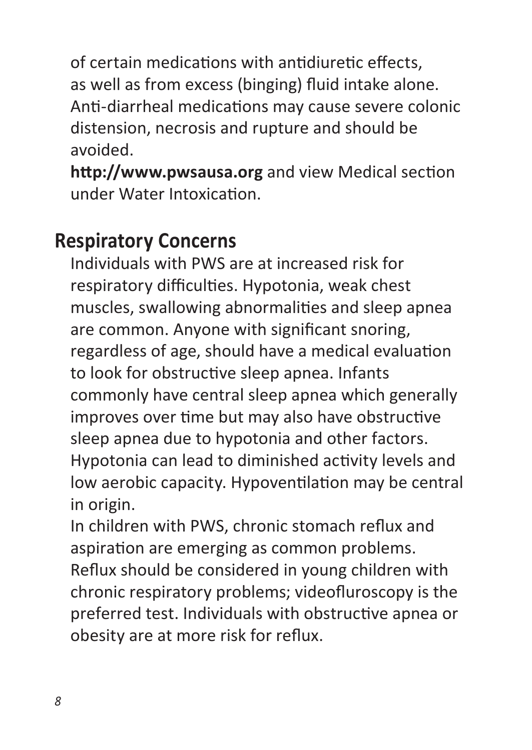of certain medications with antidiuretic effects, as well as from excess (binging) fluid intake alone. Anti-diarrheal medications may cause severe colonic distension, necrosis and rupture and should be avoided.

**http://www.pwsausa.org** and view Medical section under Water Intoxication.

## Respiratory Concerns

Individuals with PWS are at increased risk for respiratory difficulties. Hypotonia, weak chest muscles, swallowing abnormalities and sleep apnea are common. Anyone with significant snoring, regardless of age, should have a medical evaluation to look for obstructive sleep apnea. Infants commonly have central sleep apnea which generally improves over time but may also have obstructive sleep apnea due to hypotonia and other factors. Hypotonia can lead to diminished activity levels and low aerobic capacity. Hypoventilation may be central in origin.

In children with PWS, chronic stomach reflux and aspiration are emerging as common problems. Reflux should be considered in young children with chronic respiratory problems; videofluroscopy is the preferred test. Individuals with obstructive apnea or obesity are at more risk for reflux.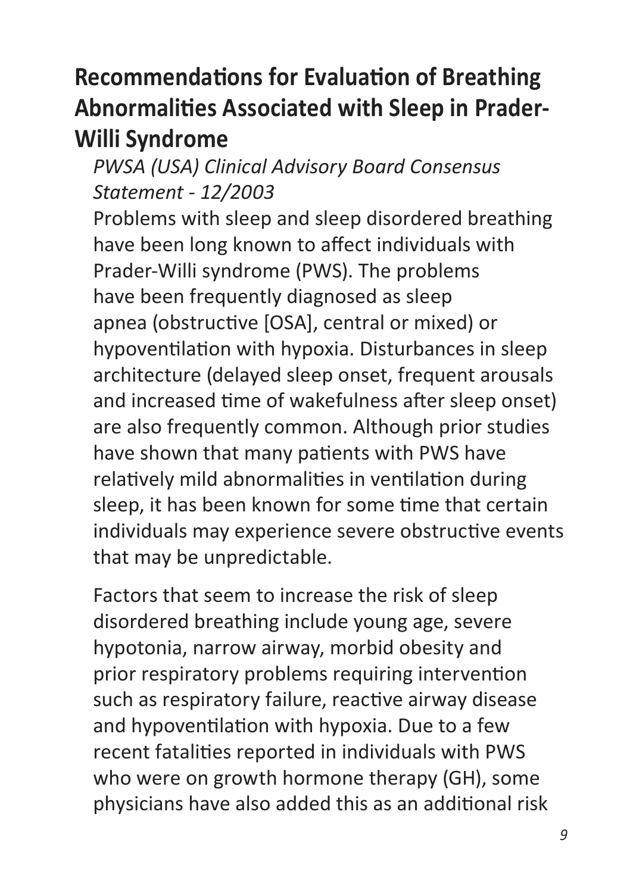# Recommendations for Evaluation of Breathing Abnormalities Associated with Sleep in Prader-Willi Syndrome

*PWSA (USA) Clinical Advisory Board Consensus Statement - 12/2003*

Problems with sleep and sleep disordered breathing have been long known to affect individuals with Prader-Willi syndrome (PWS). The problems have been frequently diagnosed as sleep apnea (obstructive [OSA], central or mixed) or hypoventilation with hypoxia. Disturbances in sleep architecture (delayed sleep onset, frequent arousals and increased time of wakefulness after sleep onset) are also frequently common. Although prior studies have shown that many patients with PWS have relatively mild abnormalities in ventilation during sleep, it has been known for some time that certain individuals may experience severe obstructive events that may be unpredictable.

Factors that seem to increase the risk of sleep disordered breathing include young age, severe hypotonia, narrow airway, morbid obesity and prior respiratory problems requiring intervention such as respiratory failure, reactive airway disease and hypoventilation with hypoxia. Due to a few recent fatalities reported in individuals with PWS who were on growth hormone therapy (GH), some physicians have also added this as an additional risk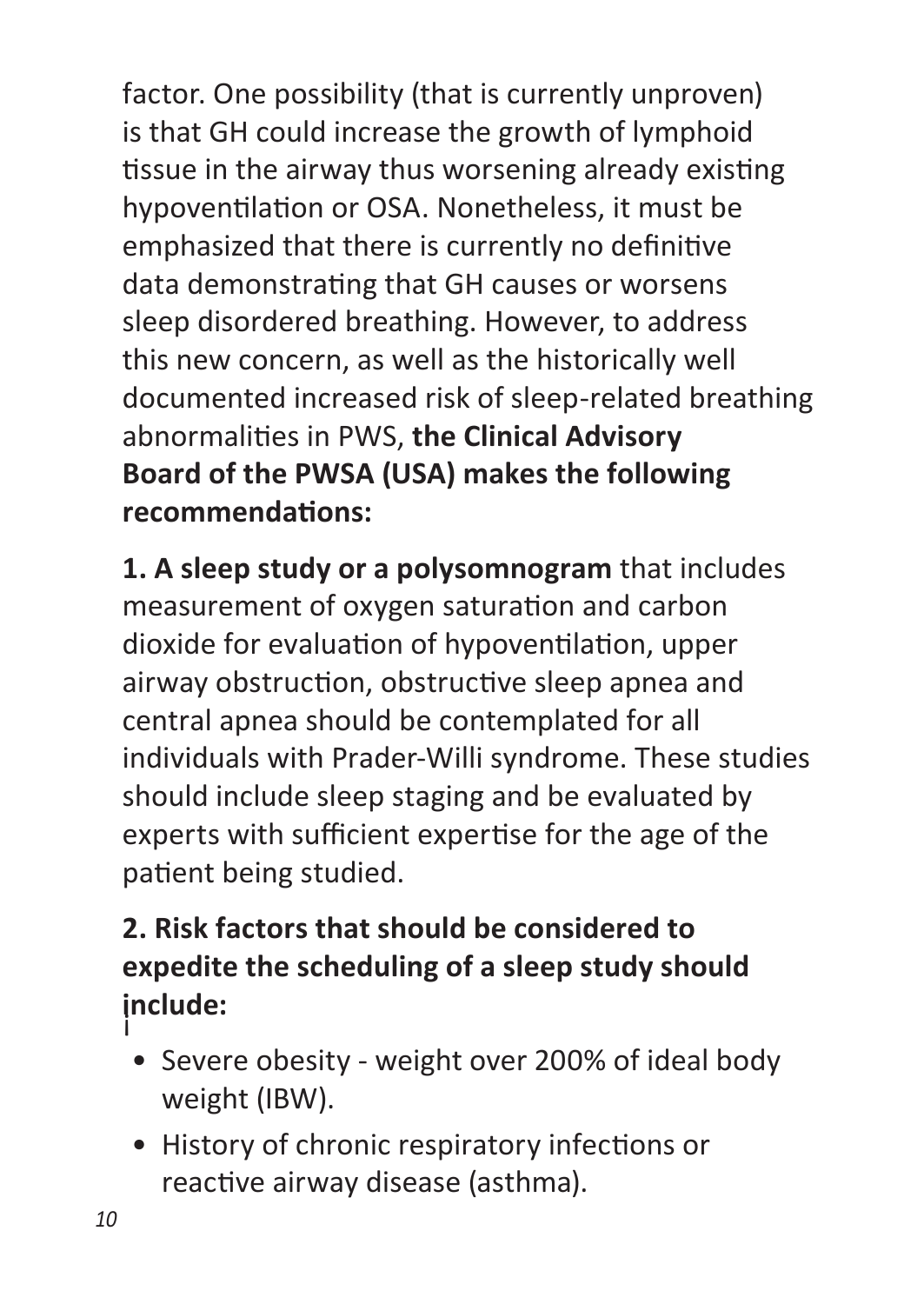factor. One possibility (that is currently unproven) is that GH could increase the growth of lymphoid tissue in the airway thus worsening already existing hypoventilation or OSA. Nonetheless, it must be emphasized that there is currently no definitive data demonstrating that GH causes or worsens sleep disordered breathing. However, to address this new concern, as well as the historically well documented increased risk of sleep-related breathing abnormalities in PWS, **the Clinical Advisory Board of the PWSA (USA) makes the following recommendations:**

**1. A sleep study or a polysomnogram** that includes measurement of oxygen saturation and carbon dioxide for evaluation of hypoventilation, upper airway obstruction, obstructive sleep apnea and central apnea should be contemplated for all individuals with Prader-Willi syndrome. These studies should include sleep staging and be evaluated by experts with sufficient expertise for the age of the patient being studied.

**2. Risk factors that should be considered to expedite the scheduling of a sleep study should include:**

- Severe obesity - weight over 200% of ideal body weight (IBW).
- History of chronic respiratory infections or reactive airway disease (asthma).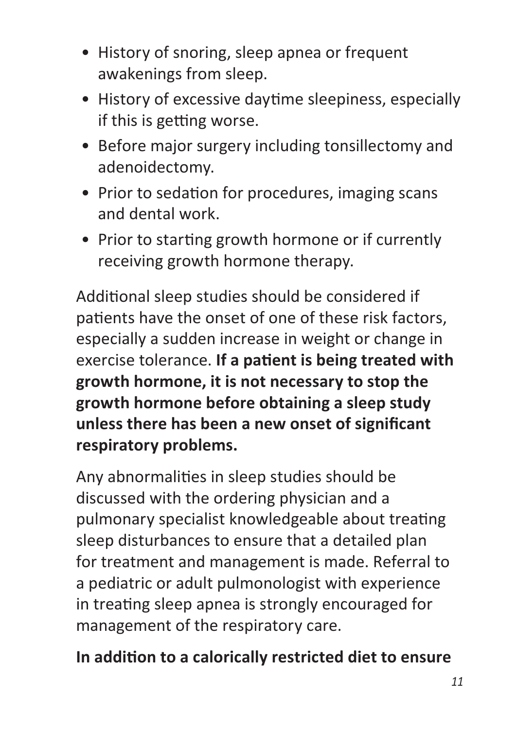- History of snoring, sleep apnea or frequent awakenings from sleep.
- History of excessive daytime sleepiness, especially if this is getting worse.
- Before major surgery including tonsillectomy and adenoidectomy.
- Prior to sedation for procedures, imaging scans and dental work.
- Prior to starting growth hormone or if currently receiving growth hormone therapy.

Additional sleep studies should be considered if patients have the onset of one of these risk factors, especially a sudden increase in weight or change in exercise tolerance. **If a patient is being treated with growth hormone, it is not necessary to stop the growth hormone before obtaining a sleep study unless there has been a new onset of significant respiratory problems.**

Any abnormalities in sleep studies should be discussed with the ordering physician and a pulmonary specialist knowledgeable about treating sleep disturbances to ensure that a detailed plan for treatment and management is made. Referral to a pediatric or adult pulmonologist with experience in treating sleep apnea is strongly encouraged for management of the respiratory care.

**In addition to a calorically restricted diet to ensure**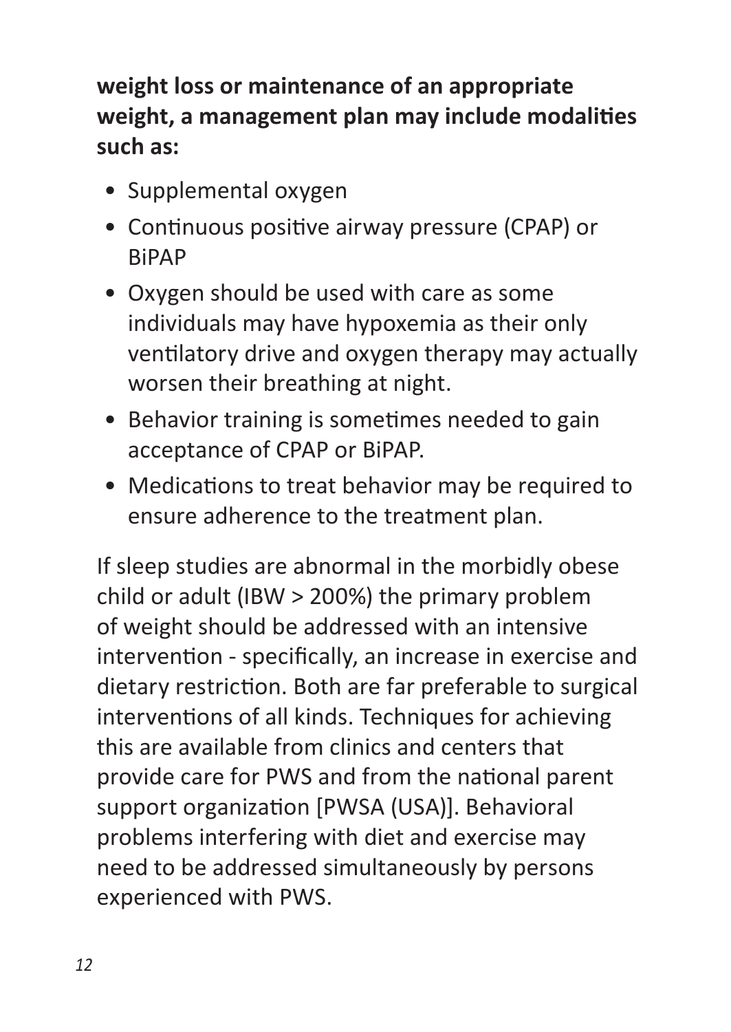**weight loss or maintenance of an appropriate weight, a management plan may include modalities such as:**

- Supplemental oxygen
- Continuous positive airway pressure (CPAP) or BiPAP
- Oxygen should be used with care as some individuals may have hypoxemia as their only ventilatory drive and oxygen therapy may actually worsen their breathing at night.
- Behavior training is sometimes needed to gain acceptance of CPAP or BiPAP.
- Medications to treat behavior may be required to ensure adherence to the treatment plan.

If sleep studies are abnormal in the morbidly obese child or adult (IBW > 200%) the primary problem of weight should be addressed with an intensive intervention - specifically, an increase in exercise and dietary restriction. Both are far preferable to surgical interventions of all kinds. Techniques for achieving this are available from clinics and centers that provide care for PWS and from the national parent support organization [PWSA (USA)]. Behavioral problems interfering with diet and exercise may need to be addressed simultaneously by persons experienced with PWS.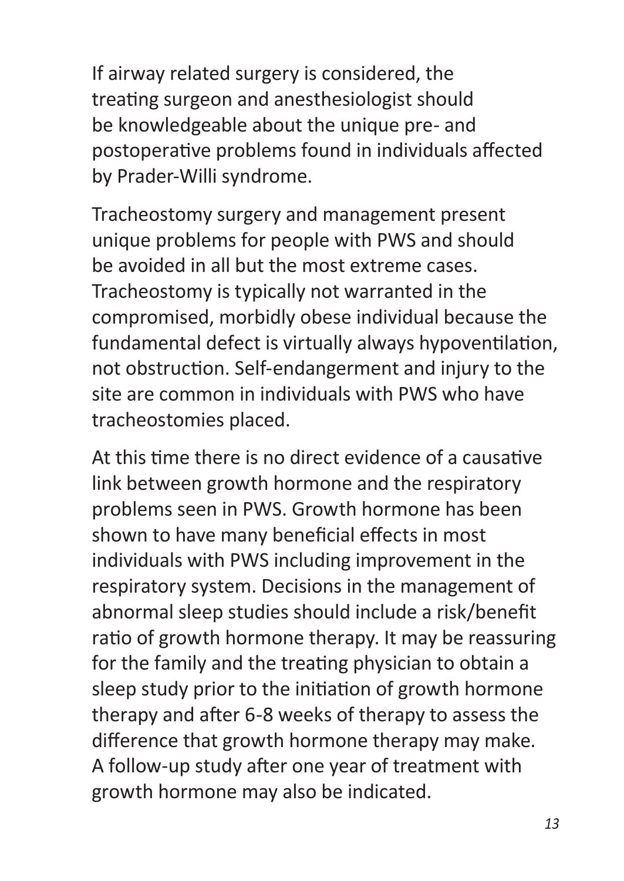If airway related surgery is considered, the treating surgeon and anesthesiologist should be knowledgeable about the unique pre- and postoperative problems found in individuals affected by Prader-Willi syndrome.

Tracheostomy surgery and management present unique problems for people with PWS and should be avoided in all but the most extreme cases. Tracheostomy is typically not warranted in the compromised, morbidly obese individual because the fundamental defect is virtually always hypoventilation, not obstruction. Self-endangerment and injury to the site are common in individuals with PWS who have tracheostomies placed.

At this time there is no direct evidence of a causative link between growth hormone and the respiratory problems seen in PWS. Growth hormone has been shown to have many beneficial effects in most individuals with PWS including improvement in the respiratory system. Decisions in the management of abnormal sleep studies should include a risk/benefit ratio of growth hormone therapy. It may be reassuring for the family and the treating physician to obtain a sleep study prior to the initiation of growth hormone therapy and after 6-8 weeks of therapy to assess the difference that growth hormone therapy may make. A follow-up study after one year of treatment with growth hormone may also be indicated.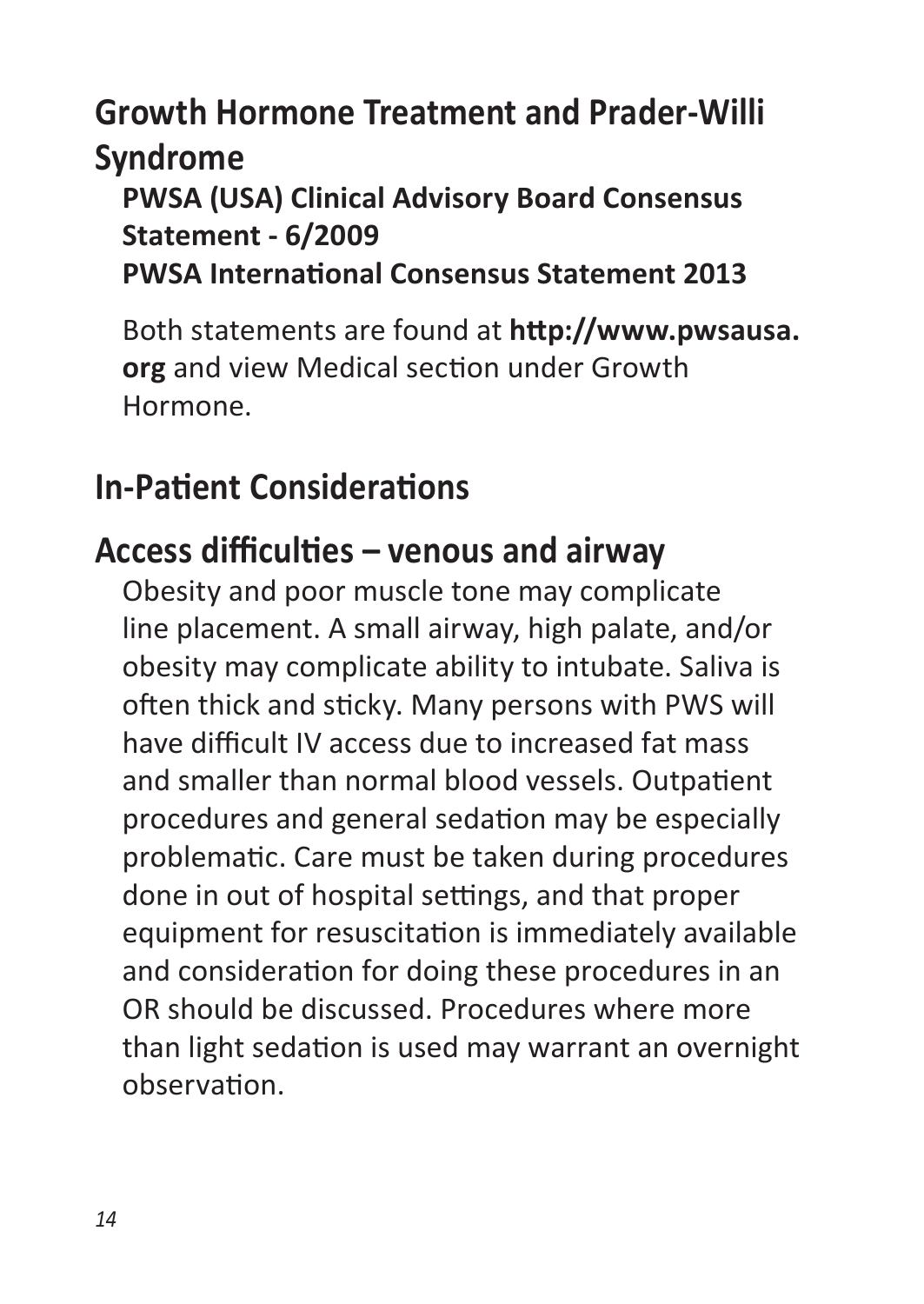## Growth Hormone Treatment and Prader-Willi Syndrome

**PWSA (USA) Clinical Advisory Board Consensus Statement - 6/2009**
**PWSA International Consensus Statement 2013**

Both statements are found at **http://www.pwsausa.org** and view Medical section under Growth Hormone.

## In-Patient Considerations

## Access difficulties – venous and airway

Obesity and poor muscle tone may complicate line placement. A small airway, high palate, and/or obesity may complicate ability to intubate. Saliva is often thick and sticky. Many persons with PWS will have difficult IV access due to increased fat mass and smaller than normal blood vessels. Outpatient procedures and general sedation may be especially problematic. Care must be taken during procedures done in out of hospital settings, and that proper equipment for resuscitation is immediately available and consideration for doing these procedures in an OR should be discussed. Procedures where more than light sedation is used may warrant an overnight observation.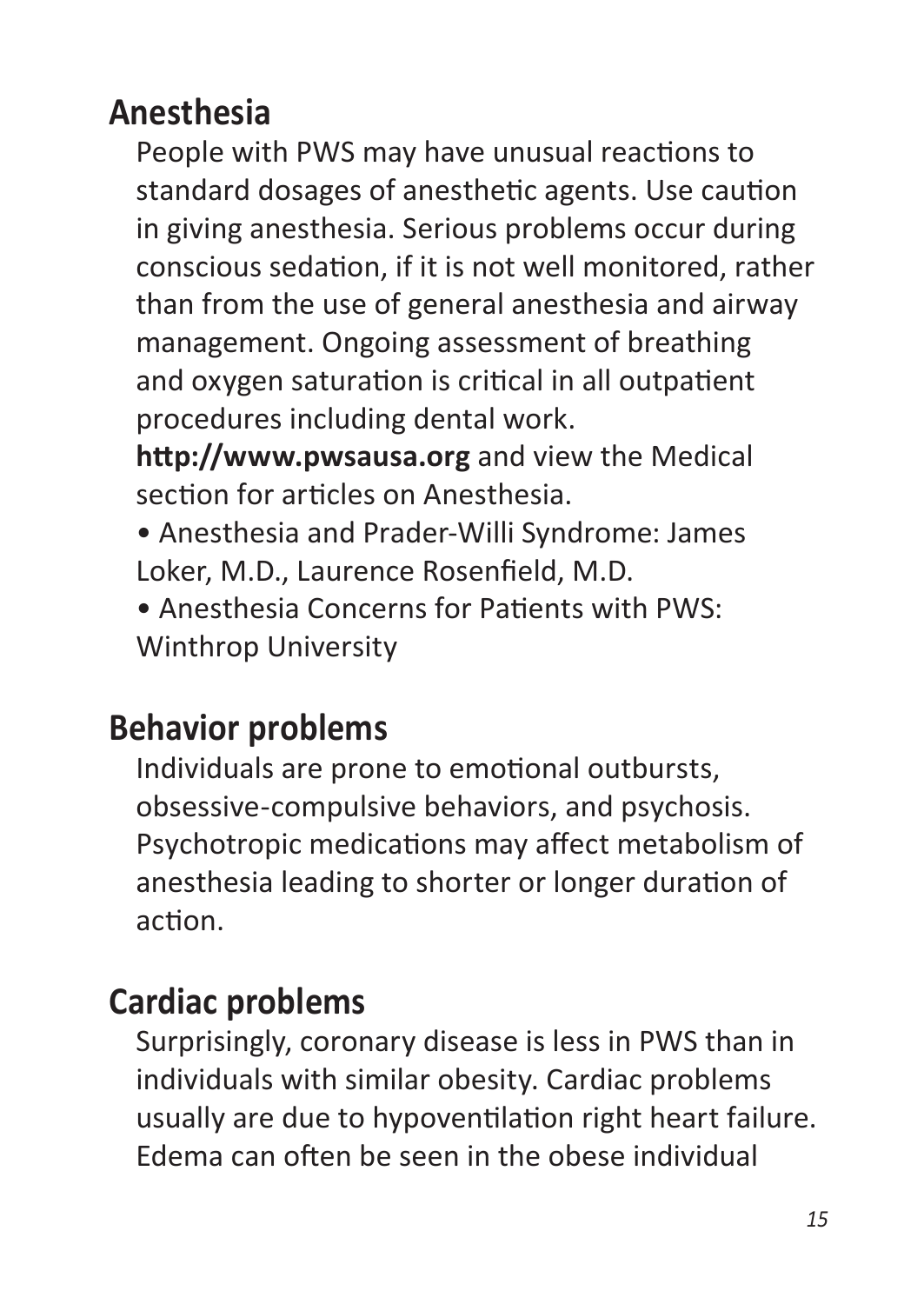## Anesthesia

People with PWS may have unusual reactions to standard dosages of anesthetic agents. Use caution in giving anesthesia. Serious problems occur during conscious sedation, if it is not well monitored, rather than from the use of general anesthesia and airway management. Ongoing assessment of breathing and oxygen saturation is critical in all outpatient procedures including dental work.

**http://www.pwsausa.org** and view the Medical section for articles on Anesthesia.

- Anesthesia and Prader-Willi Syndrome: James Loker, M.D., Laurence Rosenfield, M.D.
- Anesthesia Concerns for Patients with PWS: Winthrop University

## Behavior problems

Individuals are prone to emotional outbursts, obsessive-compulsive behaviors, and psychosis. Psychotropic medications may affect metabolism of anesthesia leading to shorter or longer duration of action.

## Cardiac problems

Surprisingly, coronary disease is less in PWS than in individuals with similar obesity. Cardiac problems usually are due to hypoventilation right heart failure. Edema can often be seen in the obese individual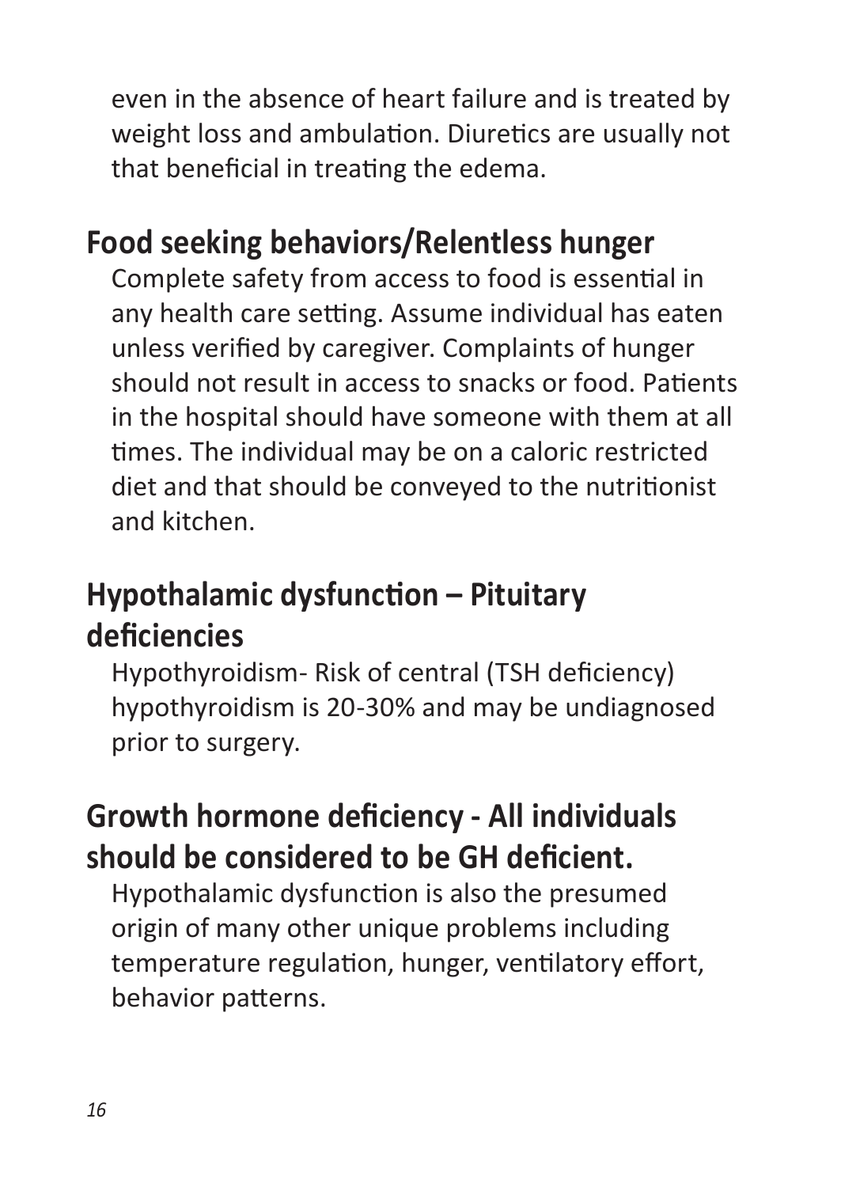even in the absence of heart failure and is treated by weight loss and ambulation. Diuretics are usually not that beneficial in treating the edema.

## Food seeking behaviors/Relentless hunger

Complete safety from access to food is essential in any health care setting. Assume individual has eaten unless verified by caregiver. Complaints of hunger should not result in access to snacks or food. Patients in the hospital should have someone with them at all times. The individual may be on a caloric restricted diet and that should be conveyed to the nutritionist and kitchen.

## Hypothalamic dysfunction – Pituitary deficiencies

Hypothyroidism- Risk of central (TSH deficiency) hypothyroidism is 20-30% and may be undiagnosed prior to surgery.

## Growth hormone deficiency - All individuals should be considered to be GH deficient.

Hypothalamic dysfunction is also the presumed origin of many other unique problems including temperature regulation, hunger, ventilatory effort, behavior patterns.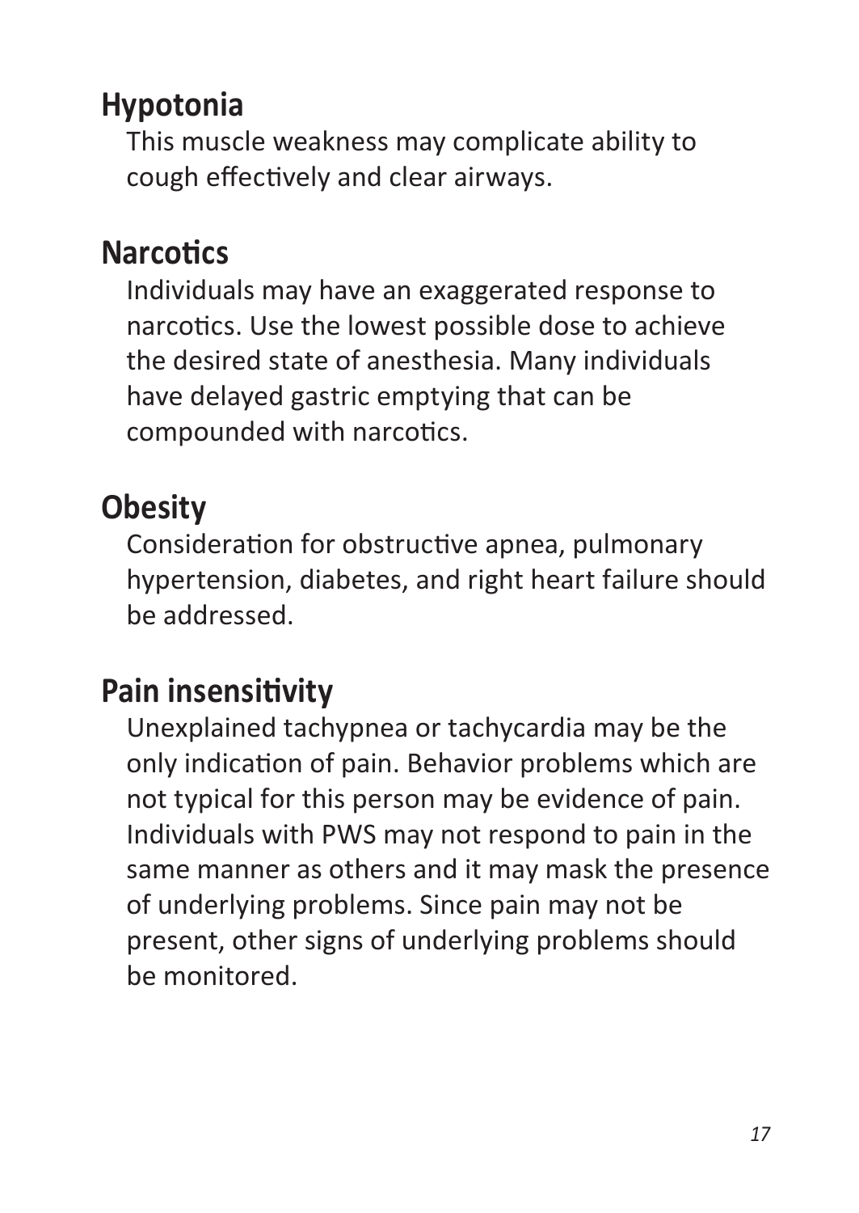## Hypotonia

This muscle weakness may complicate ability to cough effectively and clear airways.

## Narcotics

Individuals may have an exaggerated response to narcotics. Use the lowest possible dose to achieve the desired state of anesthesia. Many individuals have delayed gastric emptying that can be compounded with narcotics.

## Obesity

Consideration for obstructive apnea, pulmonary hypertension, diabetes, and right heart failure should be addressed.

## Pain insensitivity

Unexplained tachypnea or tachycardia may be the only indication of pain. Behavior problems which are not typical for this person may be evidence of pain. Individuals with PWS may not respond to pain in the same manner as others and it may mask the presence of underlying problems. Since pain may not be present, other signs of underlying problems should be monitored.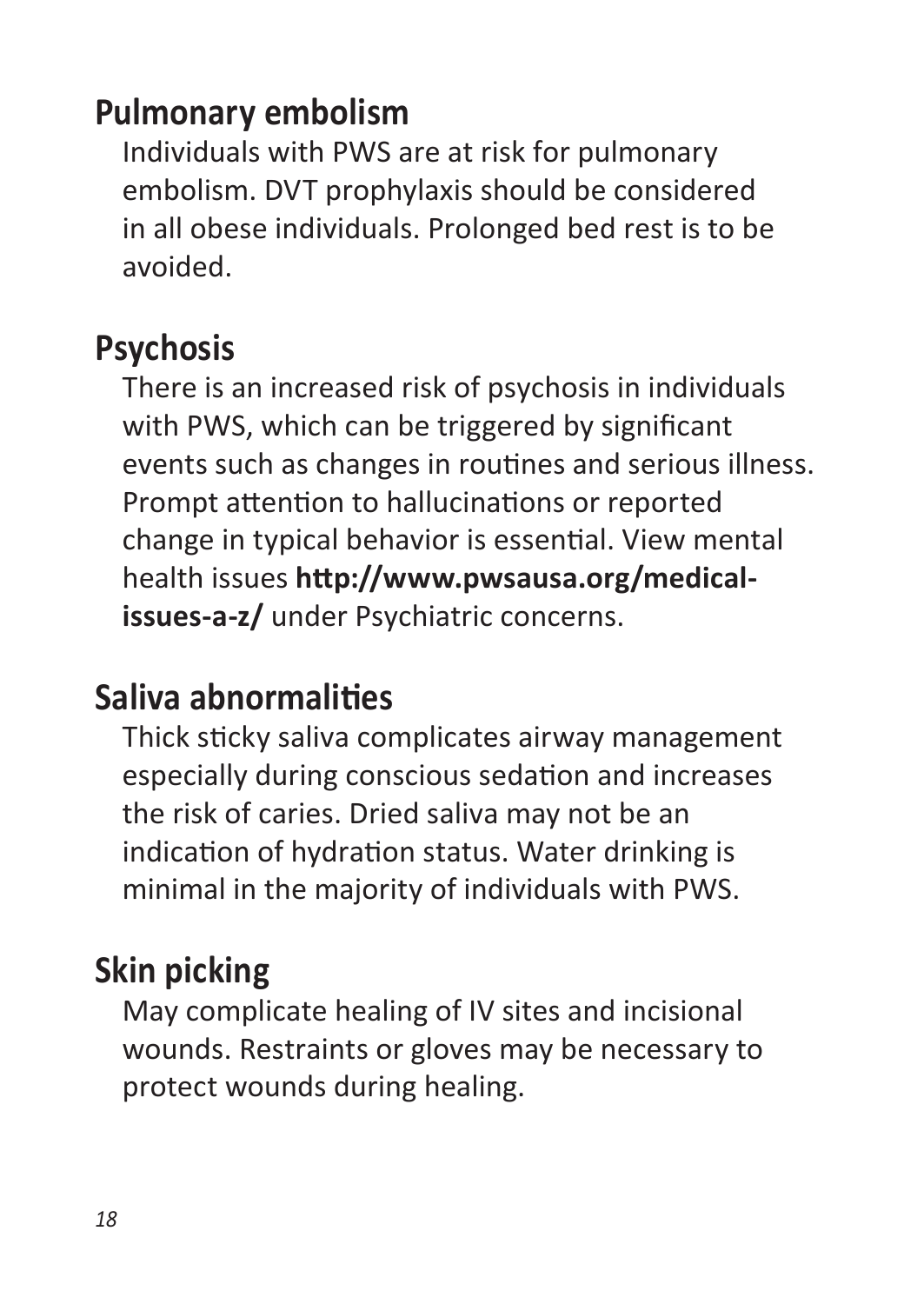## Pulmonary embolism

Individuals with PWS are at risk for pulmonary embolism. DVT prophylaxis should be considered in all obese individuals. Prolonged bed rest is to be avoided.

## Psychosis

There is an increased risk of psychosis in individuals with PWS, which can be triggered by significant events such as changes in routines and serious illness. Prompt attention to hallucinations or reported change in typical behavior is essential. View mental health issues **http://www.pwsausa.org/medical-issues-a-z/** under Psychiatric concerns.

## Saliva abnormalities

Thick sticky saliva complicates airway management especially during conscious sedation and increases the risk of caries. Dried saliva may not be an indication of hydration status. Water drinking is minimal in the majority of individuals with PWS.

## Skin picking

May complicate healing of IV sites and incisional wounds. Restraints or gloves may be necessary to protect wounds during healing.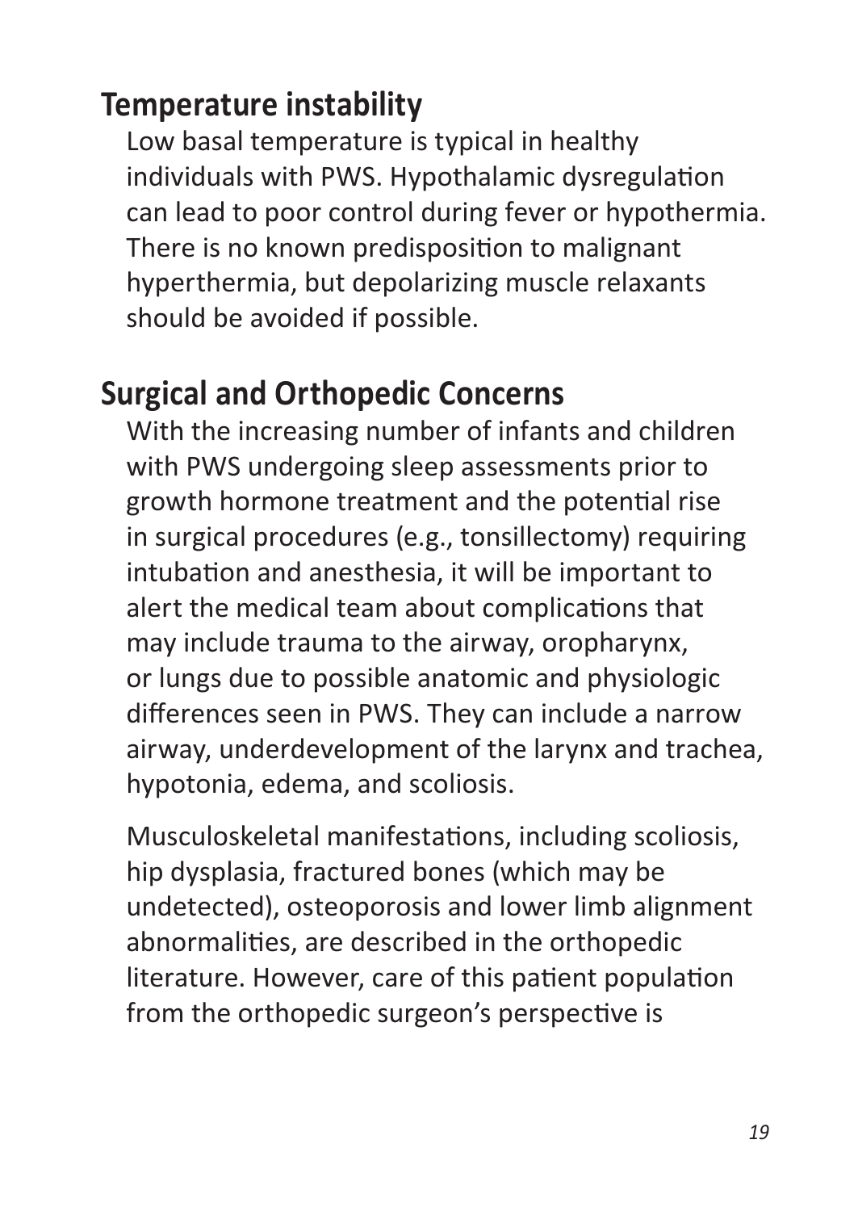## Temperature instability

Low basal temperature is typical in healthy individuals with PWS. Hypothalamic dysregulation can lead to poor control during fever or hypothermia. There is no known predisposition to malignant hyperthermia, but depolarizing muscle relaxants should be avoided if possible.

## Surgical and Orthopedic Concerns

With the increasing number of infants and children with PWS undergoing sleep assessments prior to growth hormone treatment and the potential rise in surgical procedures (e.g., tonsillectomy) requiring intubation and anesthesia, it will be important to alert the medical team about complications that may include trauma to the airway, oropharynx, or lungs due to possible anatomic and physiologic differences seen in PWS. They can include a narrow airway, underdevelopment of the larynx and trachea, hypotonia, edema, and scoliosis.

Musculoskeletal manifestations, including scoliosis, hip dysplasia, fractured bones (which may be undetected), osteoporosis and lower limb alignment abnormalities, are described in the orthopedic literature. However, care of this patient population from the orthopedic surgeon's perspective is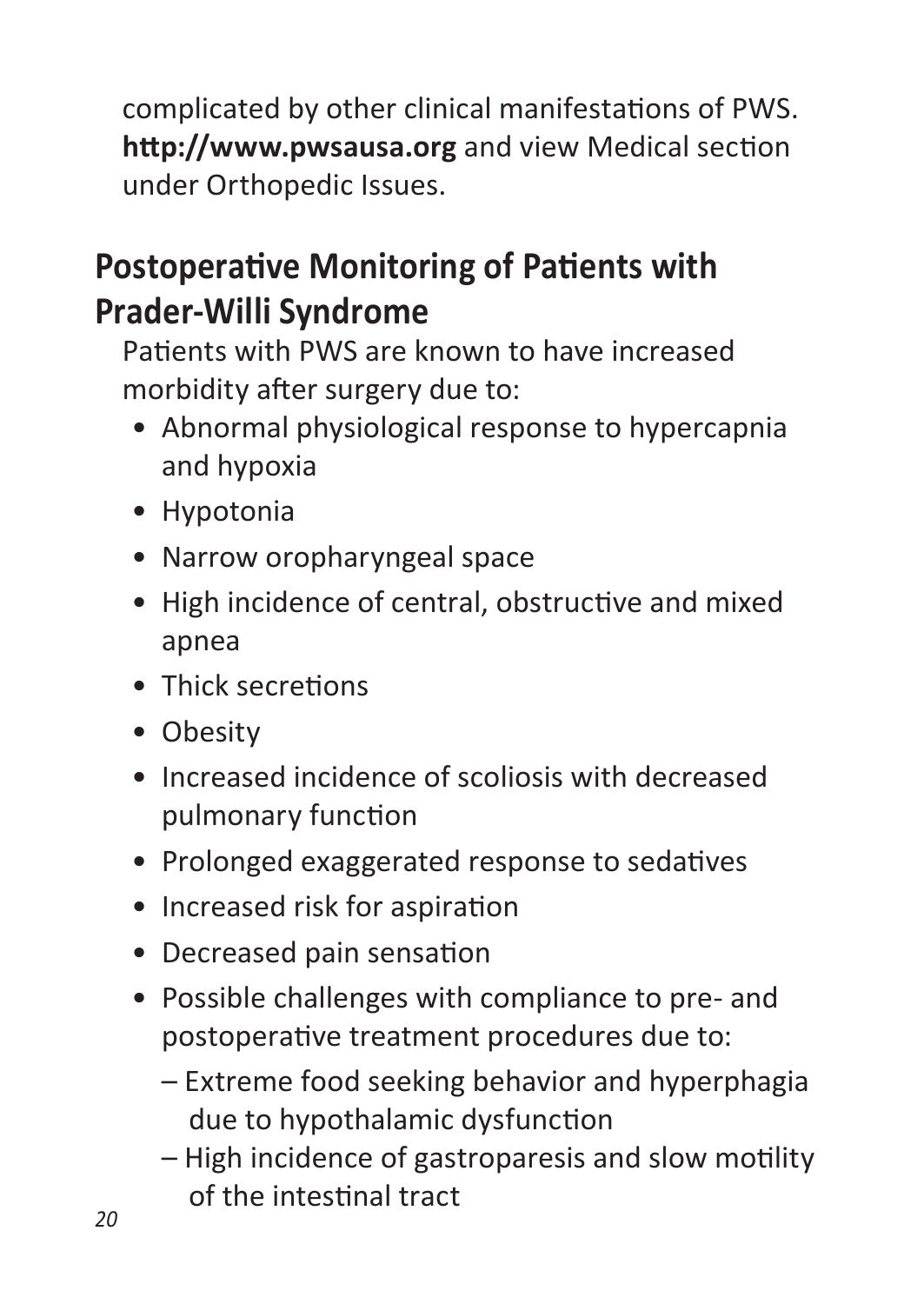complicated by other clinical manifestations of PWS. **http://www.pwsausa.org** and view Medical section under Orthopedic Issues.

## Postoperative Monitoring of Patients with Prader-Willi Syndrome

Patients with PWS are known to have increased morbidity after surgery due to:

- Abnormal physiological response to hypercapnia and hypoxia
- Hypotonia
- Narrow oropharyngeal space
- High incidence of central, obstructive and mixed apnea
- Thick secretions
- Obesity
- Increased incidence of scoliosis with decreased pulmonary function
- Prolonged exaggerated response to sedatives
- Increased risk for aspiration
- Decreased pain sensation
- Possible challenges with compliance to pre- and postoperative treatment procedures due to:
  - Extreme food seeking behavior and hyperphagia due to hypothalamic dysfunction
  - High incidence of gastroparesis and slow motility of the intestinal tract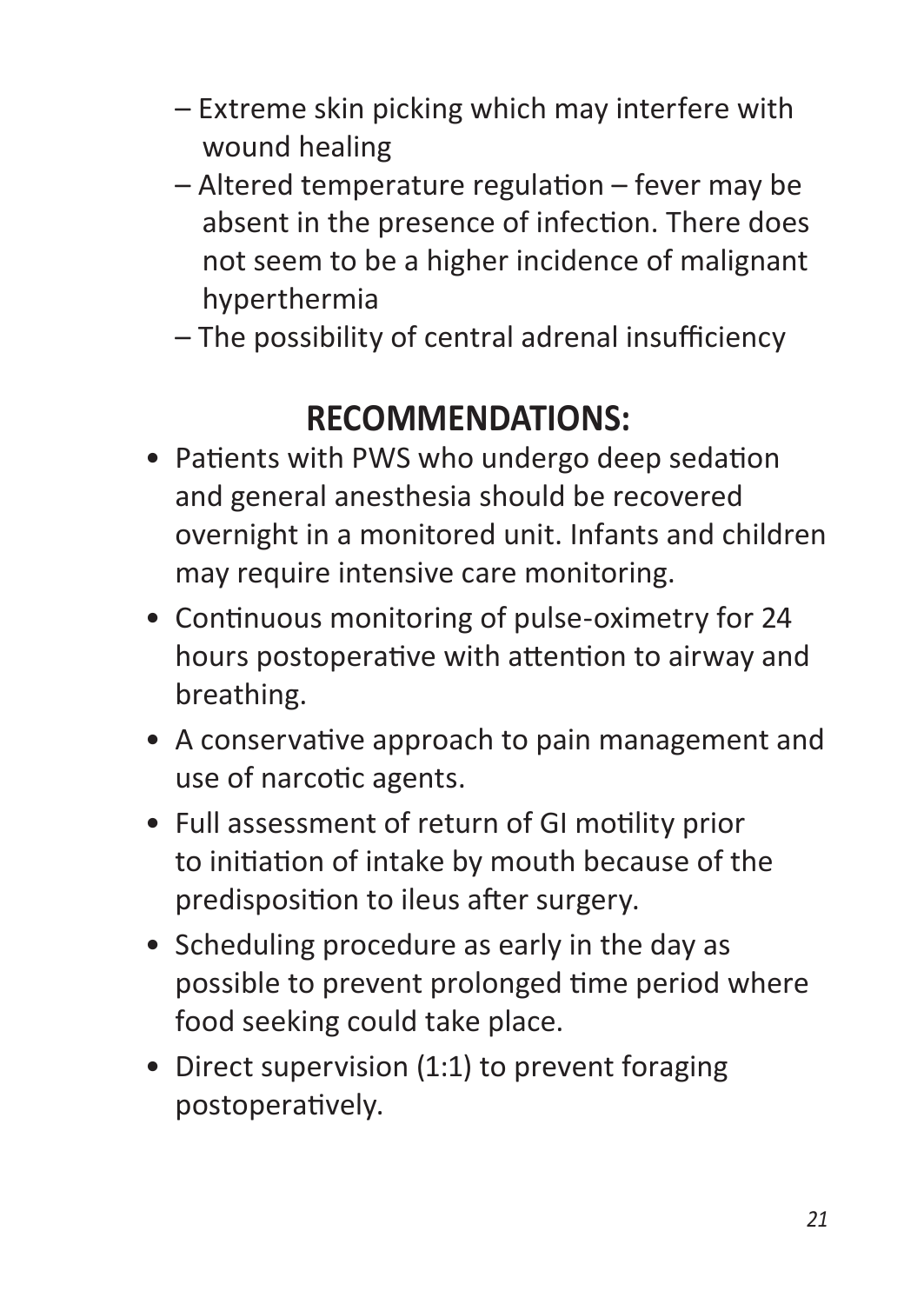- Extreme skin picking which may interfere with wound healing
- Altered temperature regulation – fever may be absent in the presence of infection. There does not seem to be a higher incidence of malignant hyperthermia
- The possibility of central adrenal insufficiency

## RECOMMENDATIONS:

- Patients with PWS who undergo deep sedation and general anesthesia should be recovered overnight in a monitored unit. Infants and children may require intensive care monitoring.
- Continuous monitoring of pulse-oximetry for 24 hours postoperative with attention to airway and breathing.
- A conservative approach to pain management and use of narcotic agents.
- Full assessment of return of GI motility prior to initiation of intake by mouth because of the predisposition to ileus after surgery.
- Scheduling procedure as early in the day as possible to prevent prolonged time period where food seeking could take place.
- Direct supervision (1:1) to prevent foraging postoperatively.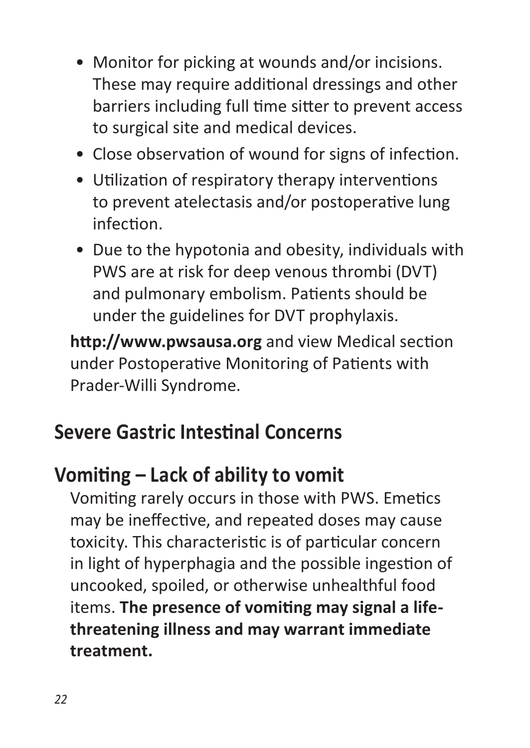- Monitor for picking at wounds and/or incisions. These may require additional dressings and other barriers including full time sitter to prevent access to surgical site and medical devices.
- Close observation of wound for signs of infection.
- Utilization of respiratory therapy interventions to prevent atelectasis and/or postoperative lung infection.
- Due to the hypotonia and obesity, individuals with PWS are at risk for deep venous thrombi (DVT) and pulmonary embolism. Patients should be under the guidelines for DVT prophylaxis.

**http://www.pwsausa.org** and view Medical section under Postoperative Monitoring of Patients with Prader-Willi Syndrome.

## Severe Gastric Intestinal Concerns

## Vomiting – Lack of ability to vomit

Vomiting rarely occurs in those with PWS. Emetics may be ineffective, and repeated doses may cause toxicity. This characteristic is of particular concern in light of hyperphagia and the possible ingestion of uncooked, spoiled, or otherwise unhealthful food items. **The presence of vomiting may signal a life-threatening illness and may warrant immediate treatment.**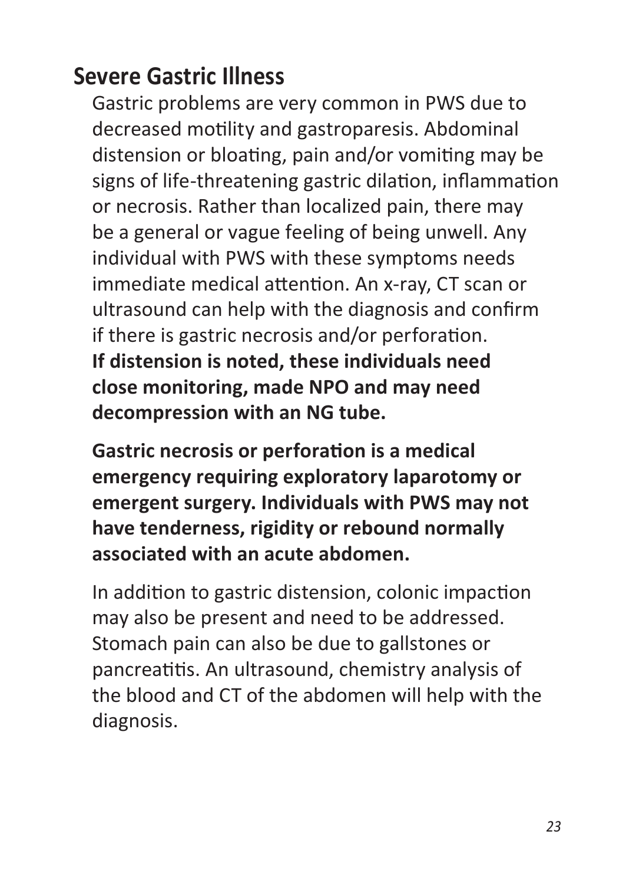## Severe Gastric Illness

Gastric problems are very common in PWS due to decreased motility and gastroparesis. Abdominal distension or bloating, pain and/or vomiting may be signs of life-threatening gastric dilation, inflammation or necrosis. Rather than localized pain, there may be a general or vague feeling of being unwell. Any individual with PWS with these symptoms needs immediate medical attention. An x-ray, CT scan or ultrasound can help with the diagnosis and confirm if there is gastric necrosis and/or perforation. **If distension is noted, these individuals need close monitoring, made NPO and may need decompression with an NG tube.**

**Gastric necrosis or perforation is a medical emergency requiring exploratory laparotomy or emergent surgery. Individuals with PWS may not have tenderness, rigidity or rebound normally associated with an acute abdomen.**

In addition to gastric distension, colonic impaction may also be present and need to be addressed. Stomach pain can also be due to gallstones or pancreatitis. An ultrasound, chemistry analysis of the blood and CT of the abdomen will help with the diagnosis.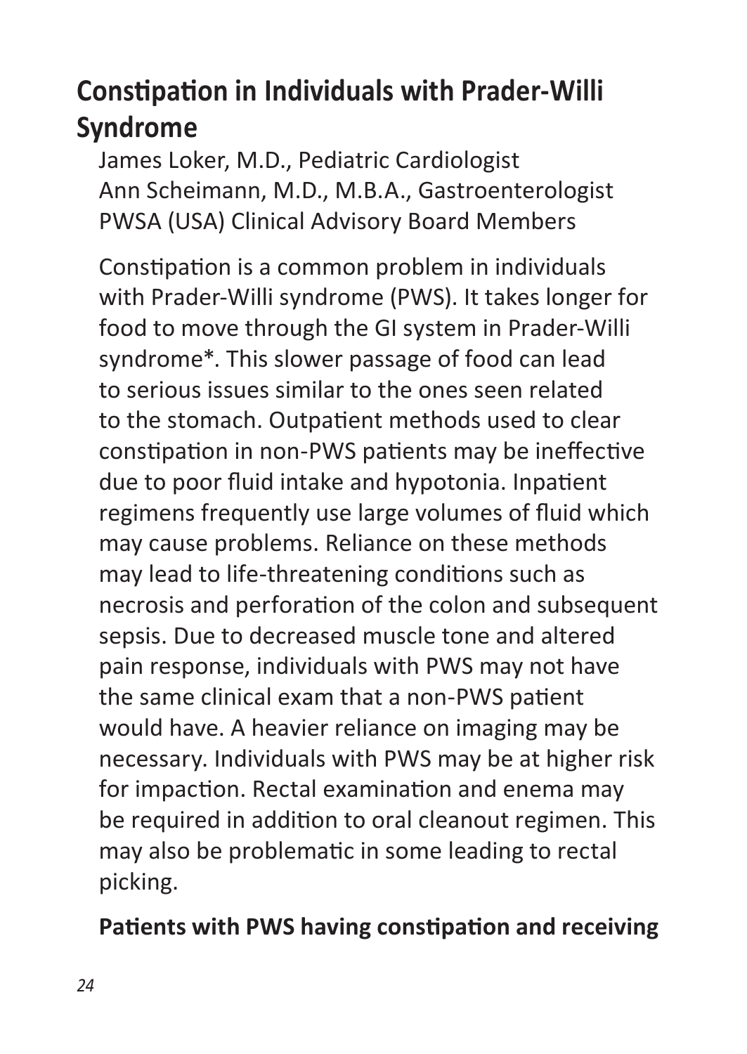## Constipation in Individuals with Prader-Willi Syndrome

James Loker, M.D., Pediatric Cardiologist
Ann Scheimann, M.D., M.B.A., Gastroenterologist
PWSA (USA) Clinical Advisory Board Members

Constipation is a common problem in individuals with Prader-Willi syndrome (PWS). It takes longer for food to move through the GI system in Prader-Willi syndrome*. This slower passage of food can lead to serious issues similar to the ones seen related to the stomach. Outpatient methods used to clear constipation in non-PWS patients may be ineffective due to poor fluid intake and hypotonia. Inpatient regimens frequently use large volumes of fluid which may cause problems. Reliance on these methods may lead to life-threatening conditions such as necrosis and perforation of the colon and subsequent sepsis. Due to decreased muscle tone and altered pain response, individuals with PWS may not have the same clinical exam that a non-PWS patient would have. A heavier reliance on imaging may be necessary. Individuals with PWS may be at higher risk for impaction. Rectal examination and enema may be required in addition to oral cleanout regimen. This may also be problematic in some leading to rectal picking.

**Patients with PWS having constipation and receiving**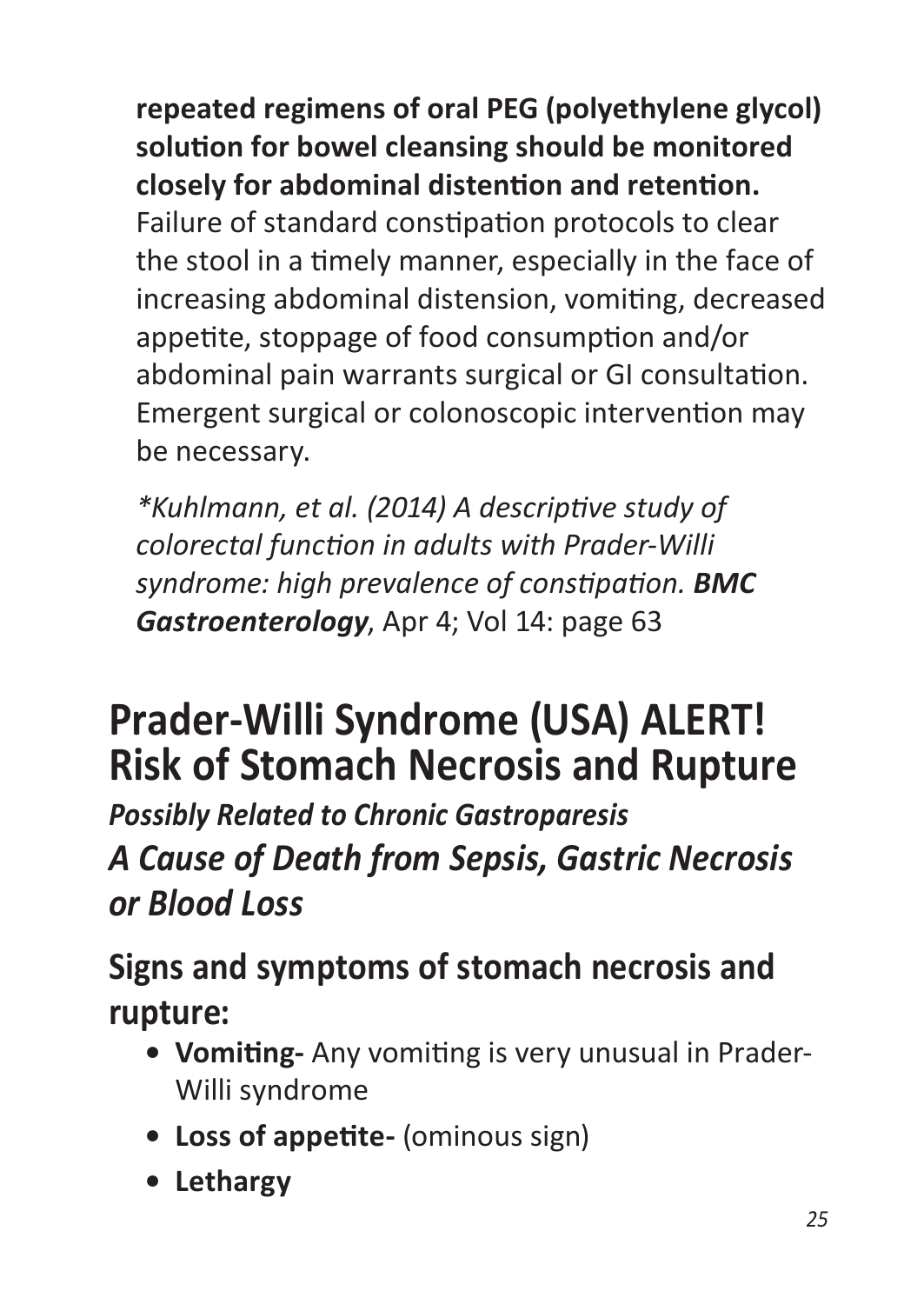**repeated regimens of oral PEG (polyethylene glycol) solution for bowel cleansing should be monitored closely for abdominal distention and retention.** Failure of standard constipation protocols to clear the stool in a timely manner, especially in the face of increasing abdominal distension, vomiting, decreased appetite, stoppage of food consumption and/or abdominal pain warrants surgical or GI consultation. Emergent surgical or colonoscopic intervention may be necessary.

*\*Kuhlmann, et al. (2014) A descriptive study of colorectal function in adults with Prader-Willi syndrome: high prevalence of constipation.* ***BMC Gastroenterology***, Apr 4; Vol 14: page 63

# Prader-Willi Syndrome (USA) ALERT! Risk of Stomach Necrosis and Rupture

***Possibly Related to Chronic Gastroparesis***

***A Cause of Death from Sepsis, Gastric Necrosis or Blood Loss***

## Signs and symptoms of stomach necrosis and rupture:

- **Vomiting-** Any vomiting is very unusual in Prader-Willi syndrome
- **Loss of appetite-** (ominous sign)
- **Lethargy**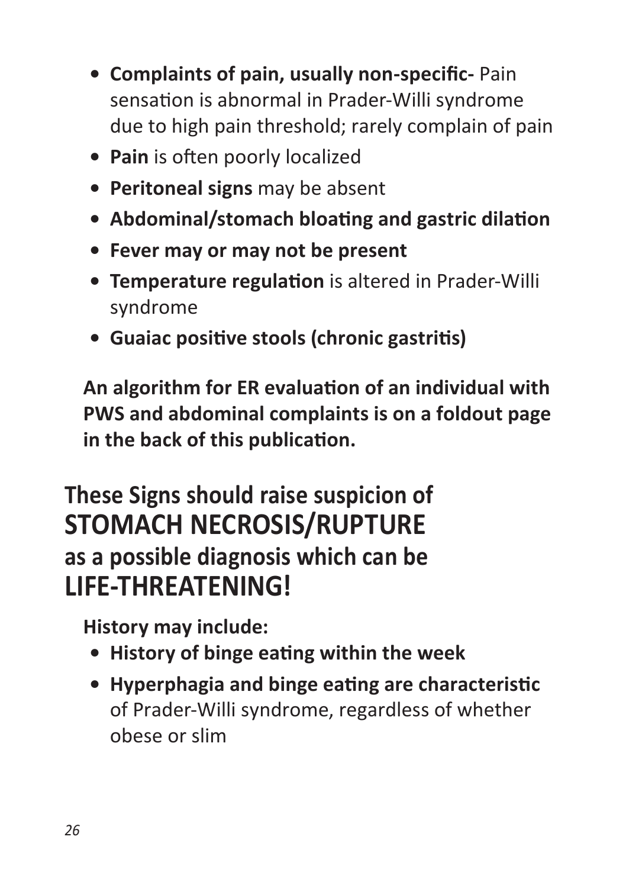- **Complaints of pain, usually non-specific-** Pain sensation is abnormal in Prader-Willi syndrome due to high pain threshold; rarely complain of pain
- **Pain** is often poorly localized
- **Peritoneal signs** may be absent
- **Abdominal/stomach bloating and gastric dilation**
- **Fever may or may not be present**
- **Temperature regulation** is altered in Prader-Willi syndrome
- **Guaiac positive stools (chronic gastritis)**

**An algorithm for ER evaluation of an individual with PWS and abdominal complaints is on a foldout page in the back of this publication.**

## These Signs should raise suspicion of STOMACH NECROSIS/RUPTURE as a possible diagnosis which can be LIFE-THREATENING!

**History may include:**

- **History of binge eating within the week**
- **Hyperphagia and binge eating are characteristic** of Prader-Willi syndrome, regardless of whether obese or slim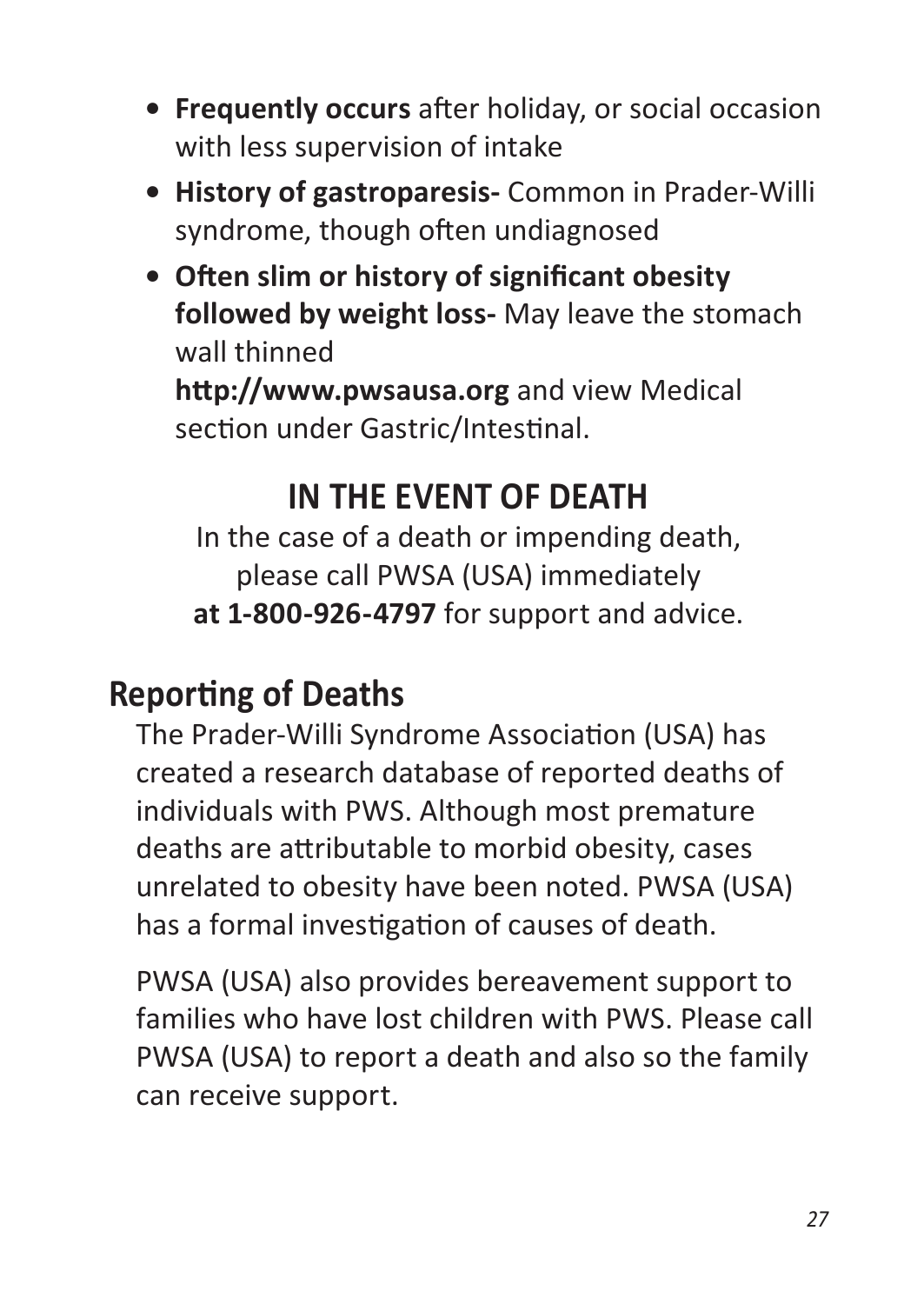- **Frequently occurs** after holiday, or social occasion with less supervision of intake
- **History of gastroparesis-** Common in Prader-Willi syndrome, though often undiagnosed
- **Often slim or history of significant obesity followed by weight loss-** May leave the stomach wall thinned

  **http://www.pwsausa.org** and view Medical section under Gastric/Intestinal.

## IN THE EVENT OF DEATH

In the case of a death or impending death, please call PWSA (USA) immediately **at 1-800-926-4797** for support and advice.

## Reporting of Deaths

The Prader-Willi Syndrome Association (USA) has created a research database of reported deaths of individuals with PWS. Although most premature deaths are attributable to morbid obesity, cases unrelated to obesity have been noted. PWSA (USA) has a formal investigation of causes of death.

PWSA (USA) also provides bereavement support to families who have lost children with PWS. Please call PWSA (USA) to report a death and also so the family can receive support.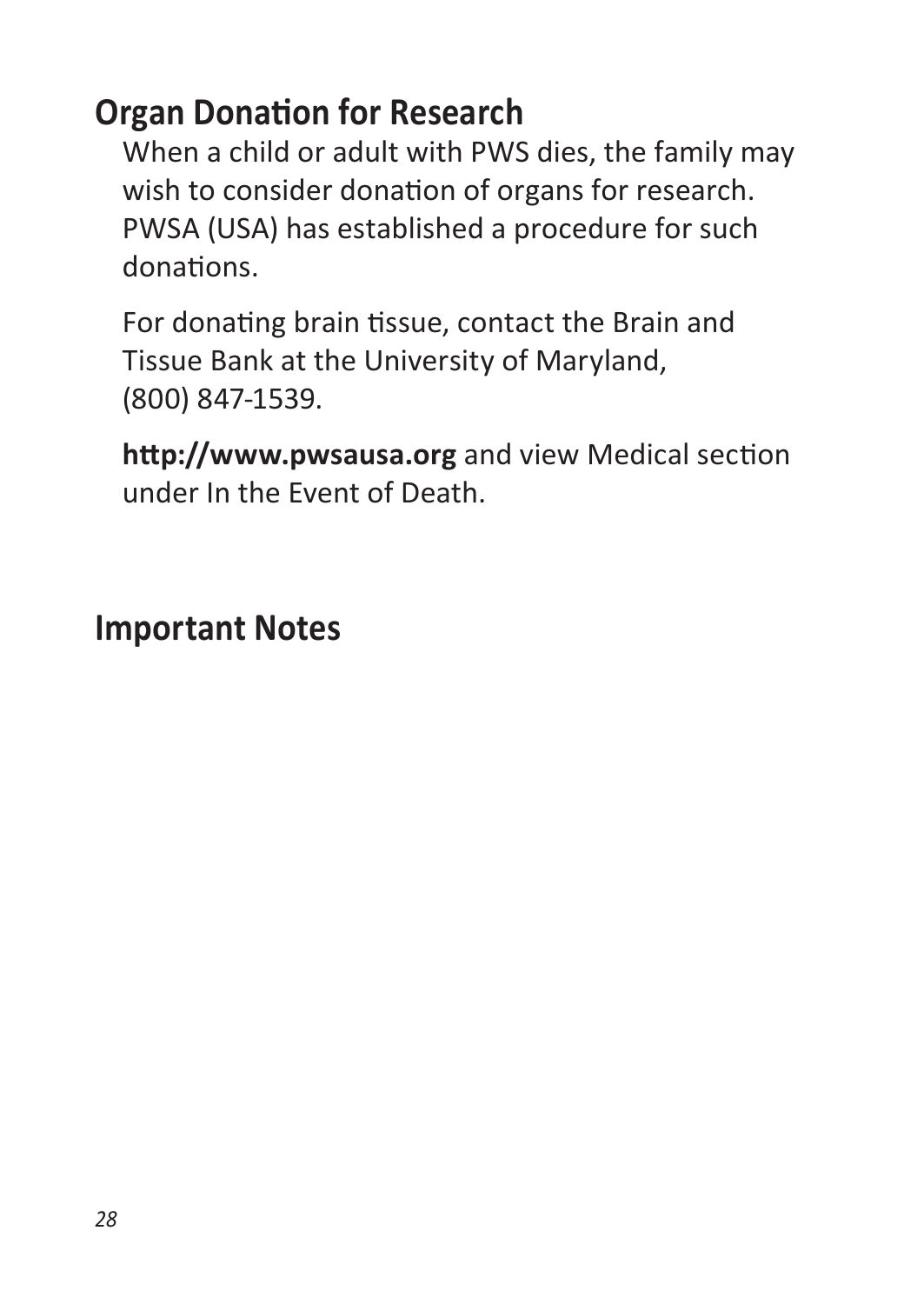## Organ Donation for Research

When a child or adult with PWS dies, the family may wish to consider donation of organs for research. PWSA (USA) has established a procedure for such donations.

For donating brain tissue, contact the Brain and Tissue Bank at the University of Maryland, (800) 847-1539.

**http://www.pwsausa.org** and view Medical section under In the Event of Death.

## Important Notes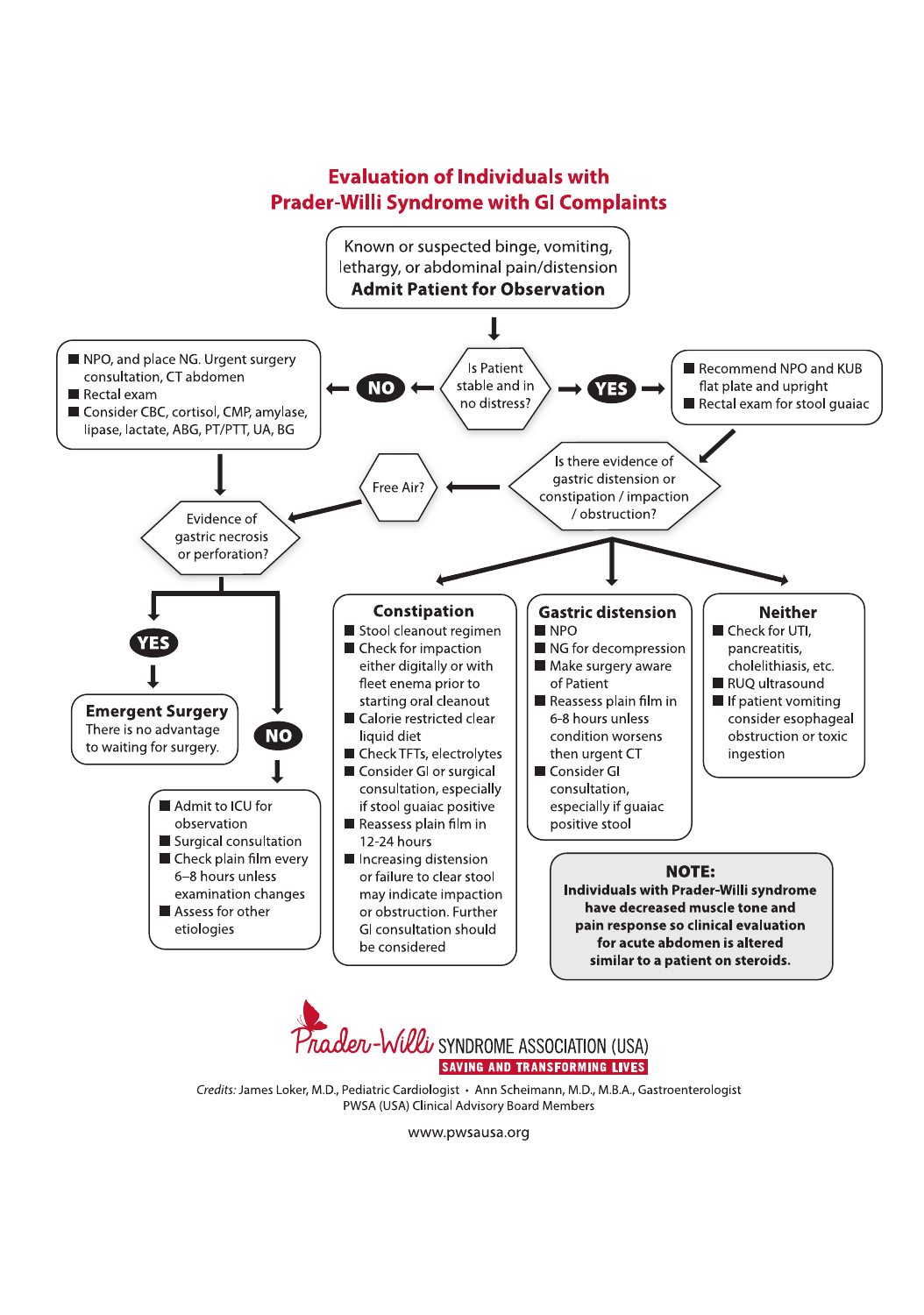# Evaluation of Individuals with Prader-Willi Syndrome with GI Complaints

Known or suspected binge, vomiting, lethargy, or abdominal pain/distension
**Admit Patient for Observation**

**Is Patient stable and in no distress?**

**NO:**

- NPO, and place NG. Urgent surgery consultation, CT abdomen
- Rectal exam
- Consider CBC, cortisol, CMP, amylase, lipase, lactate, ABG, PT/PTT, UA, BG

**YES:**

- Recommend NPO and KUB flat plate and upright
- Rectal exam for stool guaiac

**Is there evidence of gastric distension or constipation / impaction / obstruction?**

**Free Air?**

**Evidence of gastric necrosis or perforation?**

**YES:**

**Emergent Surgery**
There is no advantage to waiting for surgery.

**NO:**

- Admit to ICU for observation
- Surgical consultation
- Check plain film every 6–8 hours unless examination changes
- Assess for other etiologies

### Constipation

- Stool cleanout regimen
- Check for impaction either digitally or with fleet enema prior to starting oral cleanout
- Calorie restricted clear liquid diet
- Check TFTs, electrolytes
- Consider GI or surgical consultation, especially if stool guaiac positive
- Reassess plain film in 12-24 hours
- Increasing distension or failure to clear stool may indicate impaction or obstruction. Further GI consultation should be considered

### Gastric distension

- NPO
- NG for decompression
- Make surgery aware of Patient
- Reassess plain film in 6-8 hours unless condition worsens then urgent CT
- Consider GI consultation, especially if guaiac positive stool

### Neither

- Check for UTI, pancreatitis, cholelithiasis, etc.
- RUQ ultrasound
- If patient vomiting consider esophageal obstruction or toxic ingestion

**NOTE:**
**Individuals with Prader-Willi syndrome have decreased muscle tone and pain response so clinical evaluation for acute abdomen is altered similar to a patient on steroids.**

Prader-Willi SYNDROME ASSOCIATION (USA)
SAVING AND TRANSFORMING LIVES

*Credits:* James Loker, M.D., Pediatric Cardiologist • Ann Scheimann, M.D., M.B.A., Gastroenterologist
PWSA (USA) Clinical Advisory Board Members

www.pwsausa.org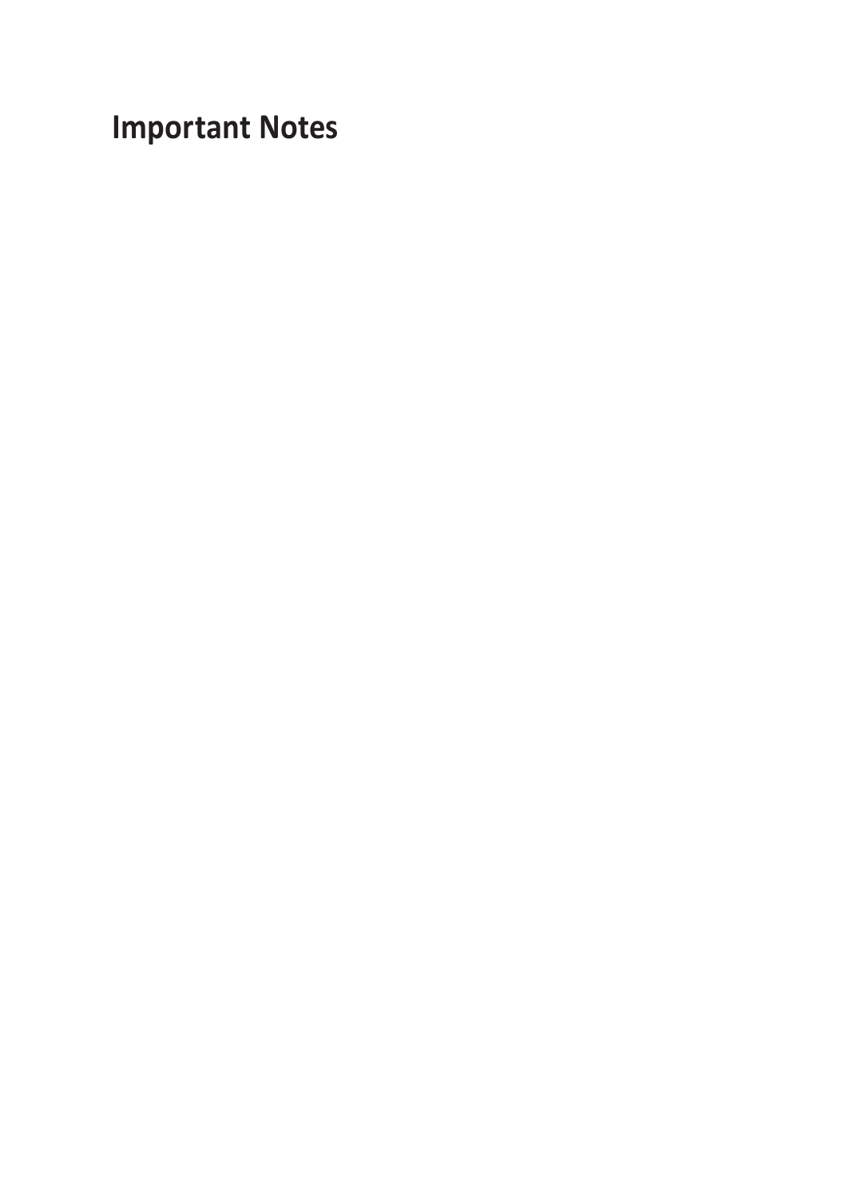# Important Notes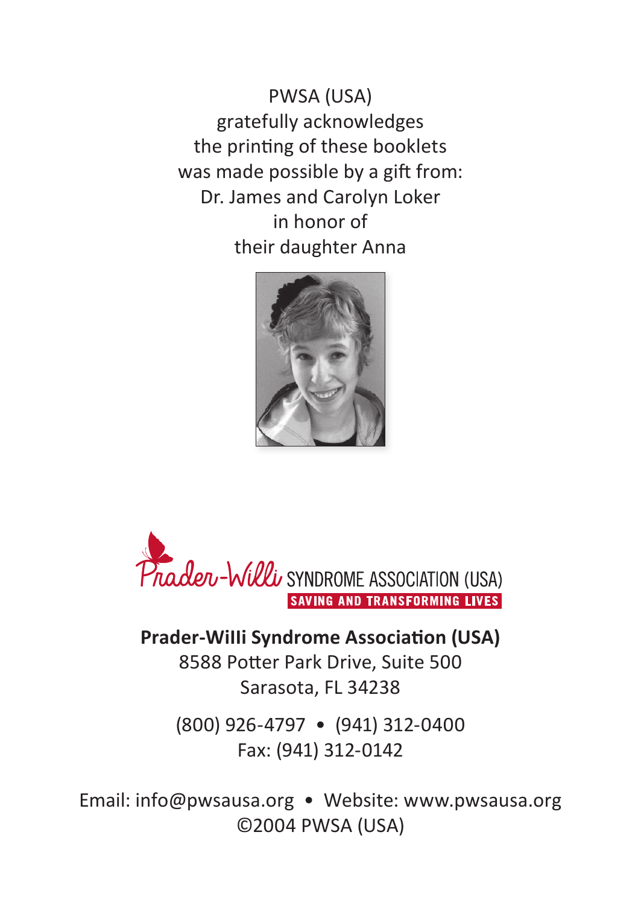PWSA (USA)
gratefully acknowledges
the printing of these booklets
was made possible by a gift from:
Dr. James and Carolyn Loker
in honor of
their daughter Anna

Prader-Willi SYNDROME ASSOCIATION (USA)
SAVING AND TRANSFORMING LIVES

**Prader-Willi Syndrome Association (USA)**
8588 Potter Park Drive, Suite 500
Sarasota, FL 34238

(800) 926-4797 • (941) 312-0400
Fax: (941) 312-0142

Email: info@pwsausa.org • Website: www.pwsausa.org
©2004 PWSA (USA)